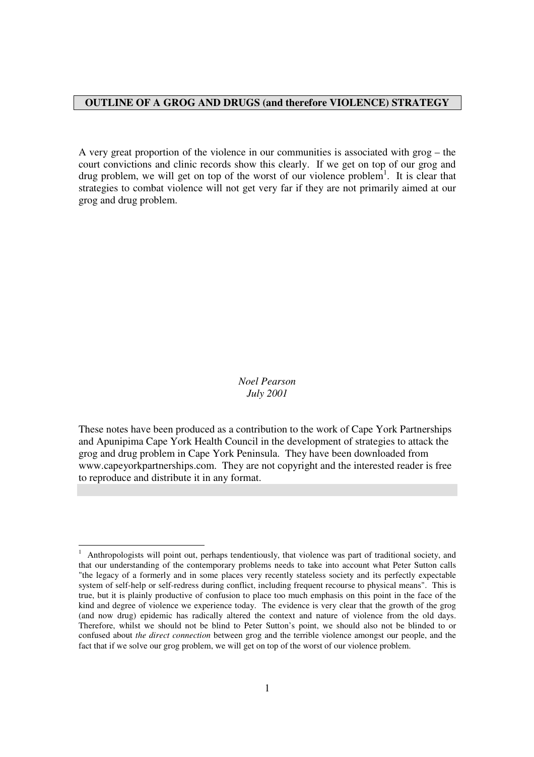# OUTLINE OF A GROG AND DRUGS (and therefore VIOLENCE) STRATEGY

A very great proportion of the violence in our communities is associated with grog – the court convictions and clinic records show this clearly. If we get on top of our grog and drug problem, we will get on top of the worst of our violence problem[1]. It is clear that strategies to combat violence will not get very far if they are not primarily aimed at our grog and drug problem.

*Noel Pearson*
*July 2001*

These notes have been produced as a contribution to the work of Cape York Partnerships and Apunipima Cape York Health Council in the development of strategies to attack the grog and drug problem in Cape York Peninsula. They have been downloaded from www.capeyorkpartnerships.com. They are not copyright and the interested reader is free to reproduce and distribute it in any format.

---

[1] Anthropologists will point out, perhaps tendentiously, that violence was part of traditional society, and that our understanding of the contemporary problems needs to take into account what Peter Sutton calls "the legacy of a formerly and in some places very recently stateless society and its perfectly expectable system of self-help or self-redress during conflict, including frequent recourse to physical means". This is true, but it is plainly productive of confusion to place too much emphasis on this point in the face of the kind and degree of violence we experience today. The evidence is very clear that the growth of the grog (and now drug) epidemic has radically altered the context and nature of violence from the old days. Therefore, whilst we should not be blind to Peter Sutton's point, we should also not be blinded to or confused about *the direct connection* between grog and the terrible violence amongst our people, and the fact that if we solve our grog problem, we will get on top of the worst of our violence problem.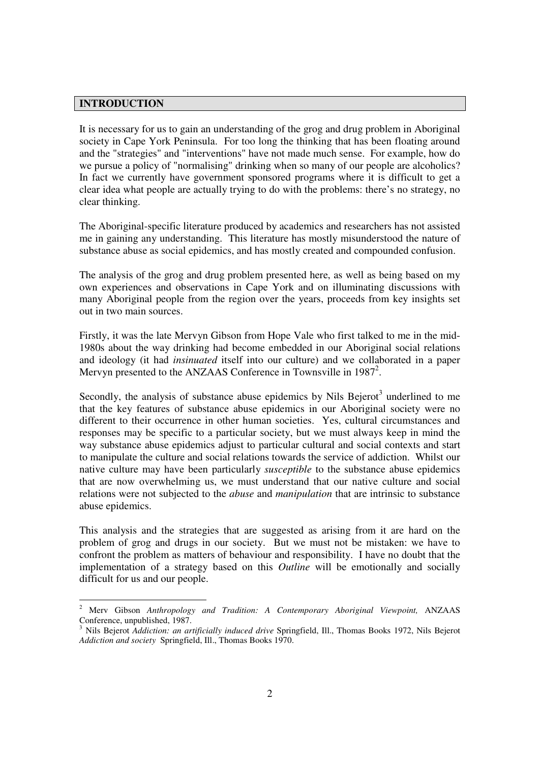## INTRODUCTION

It is necessary for us to gain an understanding of the grog and drug problem in Aboriginal society in Cape York Peninsula. For too long the thinking that has been floating around and the "strategies" and "interventions" have not made much sense. For example, how do we pursue a policy of "normalising" drinking when so many of our people are alcoholics? In fact we currently have government sponsored programs where it is difficult to get a clear idea what people are actually trying to do with the problems: there's no strategy, no clear thinking.

The Aboriginal-specific literature produced by academics and researchers has not assisted me in gaining any understanding. This literature has mostly misunderstood the nature of substance abuse as social epidemics, and has mostly created and compounded confusion.

The analysis of the grog and drug problem presented here, as well as being based on my own experiences and observations in Cape York and on illuminating discussions with many Aboriginal people from the region over the years, proceeds from key insights set out in two main sources.

Firstly, it was the late Mervyn Gibson from Hope Vale who first talked to me in the mid-1980s about the way drinking had become embedded in our Aboriginal social relations and ideology (it had *insinuated* itself into our culture) and we collaborated in a paper Mervyn presented to the ANZAAS Conference in Townsville in 1987[2].

Secondly, the analysis of substance abuse epidemics by Nils Bejerot[3] underlined to me that the key features of substance abuse epidemics in our Aboriginal society were no different to their occurrence in other human societies. Yes, cultural circumstances and responses may be specific to a particular society, but we must always keep in mind the way substance abuse epidemics adjust to particular cultural and social contexts and start to manipulate the culture and social relations towards the service of addiction. Whilst our native culture may have been particularly *susceptible* to the substance abuse epidemics that are now overwhelming us, we must understand that our native culture and social relations were not subjected to the *abuse* and *manipulation* that are intrinsic to substance abuse epidemics.

This analysis and the strategies that are suggested as arising from it are hard on the problem of grog and drugs in our society. But we must not be mistaken: we have to confront the problem as matters of behaviour and responsibility. I have no doubt that the implementation of a strategy based on this *Outline* will be emotionally and socially difficult for us and our people.

---

[2] Merv Gibson *Anthropology and Tradition: A Contemporary Aboriginal Viewpoint,* ANZAAS Conference, unpublished, 1987.

[3] Nils Bejerot *Addiction: an artificially induced drive* Springfield, Ill., Thomas Books 1972, Nils Bejerot *Addiction and society* Springfield, Ill., Thomas Books 1970.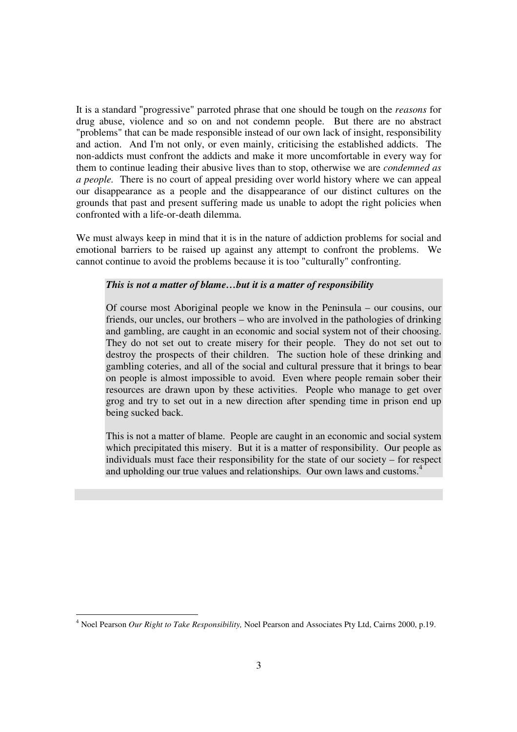It is a standard "progressive" parroted phrase that one should be tough on the *reasons* for drug abuse, violence and so on and not condemn people. But there are no abstract "problems" that can be made responsible instead of our own lack of insight, responsibility and action. And I'm not only, or even mainly, criticising the established addicts. The non-addicts must confront the addicts and make it more uncomfortable in every way for them to continue leading their abusive lives than to stop, otherwise we are *condemned as a people.* There is no court of appeal presiding over world history where we can appeal our disappearance as a people and the disappearance of our distinct cultures on the grounds that past and present suffering made us unable to adopt the right policies when confronted with a life-or-death dilemma.

We must always keep in mind that it is in the nature of addiction problems for social and emotional barriers to be raised up against any attempt to confront the problems. We cannot continue to avoid the problems because it is too "culturally" confronting.

> ***This is not a matter of blame…but it is a matter of responsibility***
>
> Of course most Aboriginal people we know in the Peninsula – our cousins, our friends, our uncles, our brothers – who are involved in the pathologies of drinking and gambling, are caught in an economic and social system not of their choosing. They do not set out to create misery for their people. They do not set out to destroy the prospects of their children. The suction hole of these drinking and gambling coteries, and all of the social and cultural pressure that it brings to bear on people is almost impossible to avoid. Even where people remain sober their resources are drawn upon by these activities. People who manage to get over grog and try to set out in a new direction after spending time in prison end up being sucked back.
>
> This is not a matter of blame. People are caught in an economic and social system which precipitated this misery. But it is a matter of responsibility. Our people as individuals must face their responsibility for the state of our society – for respect and upholding our true values and relationships. Our own laws and customs.[4]

[4] Noel Pearson *Our Right to Take Responsibility,* Noel Pearson and Associates Pty Ltd, Cairns 2000, p.19.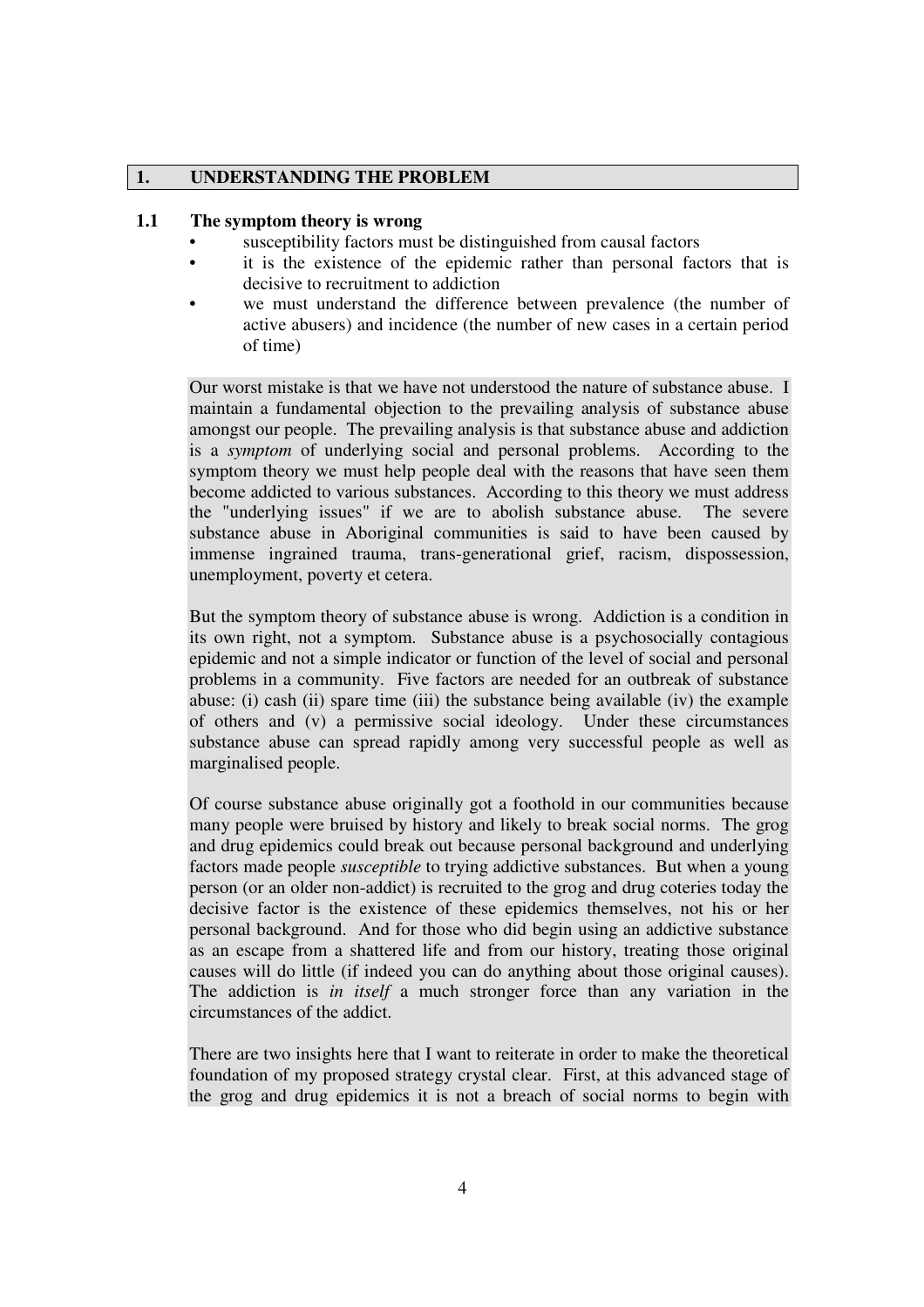## 1. UNDERSTANDING THE PROBLEM

### 1.1 The symptom theory is wrong

- susceptibility factors must be distinguished from causal factors
- it is the existence of the epidemic rather than personal factors that is decisive to recruitment to addiction
- we must understand the difference between prevalence (the number of active abusers) and incidence (the number of new cases in a certain period of time)

Our worst mistake is that we have not understood the nature of substance abuse. I maintain a fundamental objection to the prevailing analysis of substance abuse amongst our people. The prevailing analysis is that substance abuse and addiction is a *symptom* of underlying social and personal problems. According to the symptom theory we must help people deal with the reasons that have seen them become addicted to various substances. According to this theory we must address the "underlying issues" if we are to abolish substance abuse. The severe substance abuse in Aboriginal communities is said to have been caused by immense ingrained trauma, trans-generational grief, racism, dispossession, unemployment, poverty et cetera.

But the symptom theory of substance abuse is wrong. Addiction is a condition in its own right, not a symptom. Substance abuse is a psychosocially contagious epidemic and not a simple indicator or function of the level of social and personal problems in a community. Five factors are needed for an outbreak of substance abuse: (i) cash (ii) spare time (iii) the substance being available (iv) the example of others and (v) a permissive social ideology. Under these circumstances substance abuse can spread rapidly among very successful people as well as marginalised people.

Of course substance abuse originally got a foothold in our communities because many people were bruised by history and likely to break social norms. The grog and drug epidemics could break out because personal background and underlying factors made people *susceptible* to trying addictive substances. But when a young person (or an older non-addict) is recruited to the grog and drug coteries today the decisive factor is the existence of these epidemics themselves, not his or her personal background. And for those who did begin using an addictive substance as an escape from a shattered life and from our history, treating those original causes will do little (if indeed you can do anything about those original causes). The addiction is *in itself* a much stronger force than any variation in the circumstances of the addict.

There are two insights here that I want to reiterate in order to make the theoretical foundation of my proposed strategy crystal clear. First, at this advanced stage of the grog and drug epidemics it is not a breach of social norms to begin with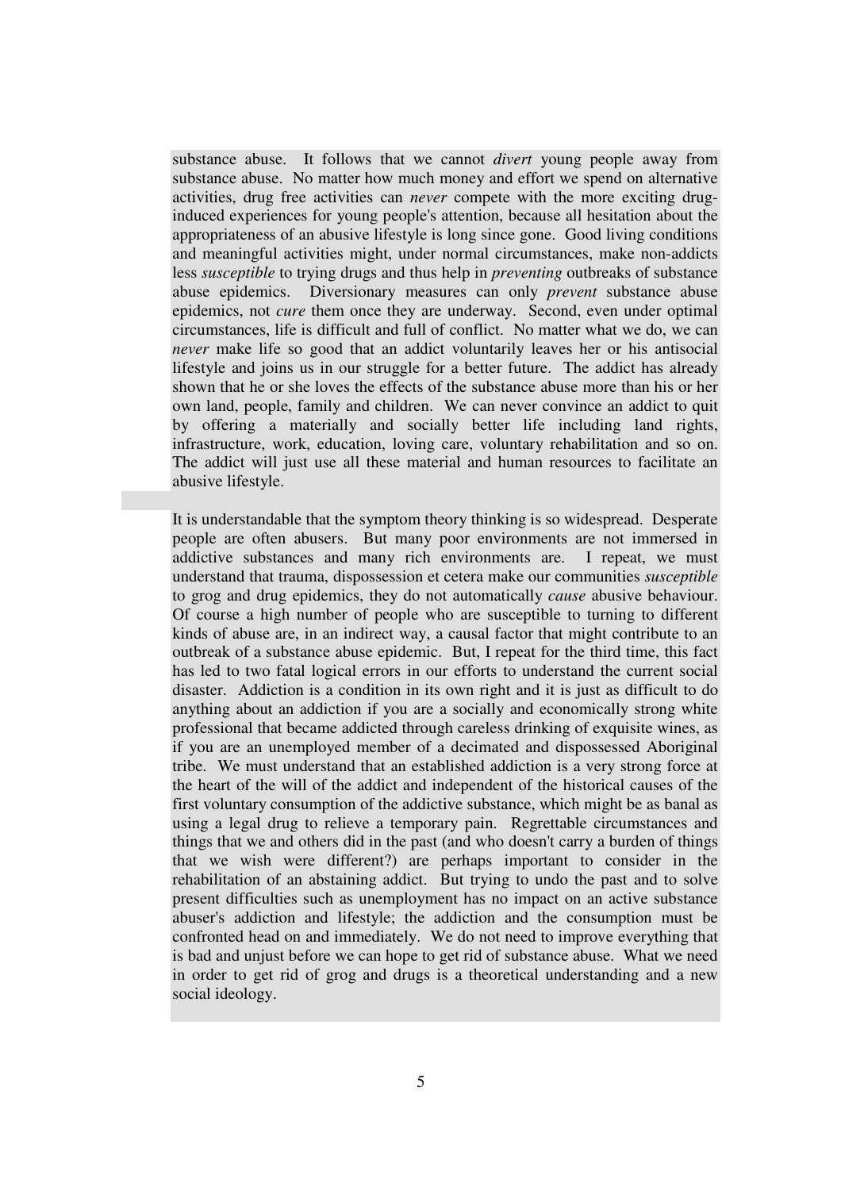substance abuse. It follows that we cannot *divert* young people away from substance abuse. No matter how much money and effort we spend on alternative activities, drug free activities can *never* compete with the more exciting drug-induced experiences for young people's attention, because all hesitation about the appropriateness of an abusive lifestyle is long since gone. Good living conditions and meaningful activities might, under normal circumstances, make non-addicts less *susceptible* to trying drugs and thus help in *preventing* outbreaks of substance abuse epidemics. Diversionary measures can only *prevent* substance abuse epidemics, not *cure* them once they are underway. Second, even under optimal circumstances, life is difficult and full of conflict. No matter what we do, we can *never* make life so good that an addict voluntarily leaves her or his antisocial lifestyle and joins us in our struggle for a better future. The addict has already shown that he or she loves the effects of the substance abuse more than his or her own land, people, family and children. We can never convince an addict to quit by offering a materially and socially better life including land rights, infrastructure, work, education, loving care, voluntary rehabilitation and so on. The addict will just use all these material and human resources to facilitate an abusive lifestyle.

It is understandable that the symptom theory thinking is so widespread. Desperate people are often abusers. But many poor environments are not immersed in addictive substances and many rich environments are. I repeat, we must understand that trauma, dispossession et cetera make our communities *susceptible* to grog and drug epidemics, they do not automatically *cause* abusive behaviour. Of course a high number of people who are susceptible to turning to different kinds of abuse are, in an indirect way, a causal factor that might contribute to an outbreak of a substance abuse epidemic. But, I repeat for the third time, this fact has led to two fatal logical errors in our efforts to understand the current social disaster. Addiction is a condition in its own right and it is just as difficult to do anything about an addiction if you are a socially and economically strong white professional that became addicted through careless drinking of exquisite wines, as if you are an unemployed member of a decimated and dispossessed Aboriginal tribe. We must understand that an established addiction is a very strong force at the heart of the will of the addict and independent of the historical causes of the first voluntary consumption of the addictive substance, which might be as banal as using a legal drug to relieve a temporary pain. Regrettable circumstances and things that we and others did in the past (and who doesn't carry a burden of things that we wish were different?) are perhaps important to consider in the rehabilitation of an abstaining addict. But trying to undo the past and to solve present difficulties such as unemployment has no impact on an active substance abuser's addiction and lifestyle; the addiction and the consumption must be confronted head on and immediately. We do not need to improve everything that is bad and unjust before we can hope to get rid of substance abuse. What we need in order to get rid of grog and drugs is a theoretical understanding and a new social ideology.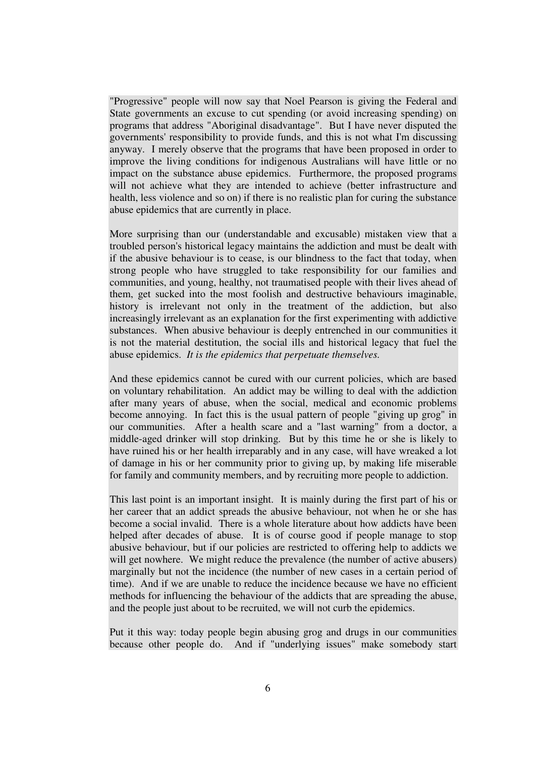"Progressive" people will now say that Noel Pearson is giving the Federal and State governments an excuse to cut spending (or avoid increasing spending) on programs that address "Aboriginal disadvantage". But I have never disputed the governments' responsibility to provide funds, and this is not what I'm discussing anyway. I merely observe that the programs that have been proposed in order to improve the living conditions for indigenous Australians will have little or no impact on the substance abuse epidemics. Furthermore, the proposed programs will not achieve what they are intended to achieve (better infrastructure and health, less violence and so on) if there is no realistic plan for curing the substance abuse epidemics that are currently in place.

More surprising than our (understandable and excusable) mistaken view that a troubled person's historical legacy maintains the addiction and must be dealt with if the abusive behaviour is to cease, is our blindness to the fact that today, when strong people who have struggled to take responsibility for our families and communities, and young, healthy, not traumatised people with their lives ahead of them, get sucked into the most foolish and destructive behaviours imaginable, history is irrelevant not only in the treatment of the addiction, but also increasingly irrelevant as an explanation for the first experimenting with addictive substances. When abusive behaviour is deeply entrenched in our communities it is not the material destitution, the social ills and historical legacy that fuel the abuse epidemics. *It is the epidemics that perpetuate themselves.*

And these epidemics cannot be cured with our current policies, which are based on voluntary rehabilitation. An addict may be willing to deal with the addiction after many years of abuse, when the social, medical and economic problems become annoying. In fact this is the usual pattern of people "giving up grog" in our communities. After a health scare and a "last warning" from a doctor, a middle-aged drinker will stop drinking. But by this time he or she is likely to have ruined his or her health irreparably and in any case, will have wreaked a lot of damage in his or her community prior to giving up, by making life miserable for family and community members, and by recruiting more people to addiction.

This last point is an important insight. It is mainly during the first part of his or her career that an addict spreads the abusive behaviour, not when he or she has become a social invalid. There is a whole literature about how addicts have been helped after decades of abuse. It is of course good if people manage to stop abusive behaviour, but if our policies are restricted to offering help to addicts we will get nowhere. We might reduce the prevalence (the number of active abusers) marginally but not the incidence (the number of new cases in a certain period of time). And if we are unable to reduce the incidence because we have no efficient methods for influencing the behaviour of the addicts that are spreading the abuse, and the people just about to be recruited, we will not curb the epidemics.

Put it this way: today people begin abusing grog and drugs in our communities because other people do. And if "underlying issues" make somebody start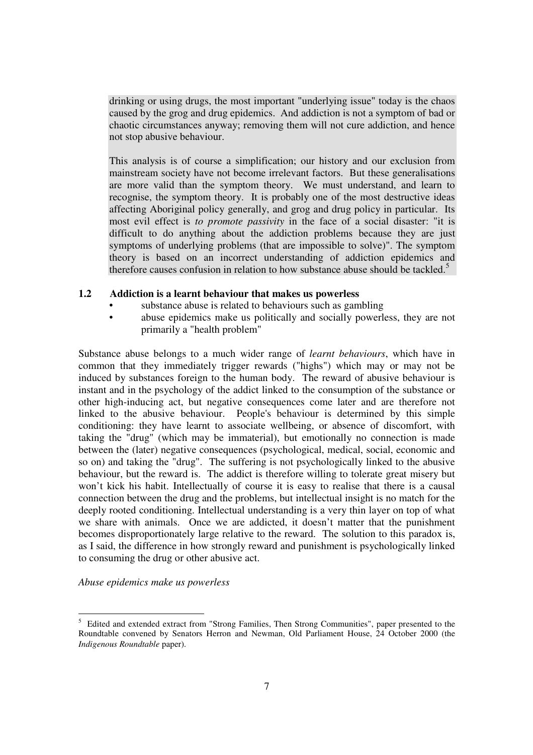drinking or using drugs, the most important "underlying issue" today is the chaos caused by the grog and drug epidemics. And addiction is not a symptom of bad or chaotic circumstances anyway; removing them will not cure addiction, and hence not stop abusive behaviour.

This analysis is of course a simplification; our history and our exclusion from mainstream society have not become irrelevant factors. But these generalisations are more valid than the symptom theory. We must understand, and learn to recognise, the symptom theory. It is probably one of the most destructive ideas affecting Aboriginal policy generally, and grog and drug policy in particular. Its most evil effect is *to promote passivity* in the face of a social disaster: "it is difficult to do anything about the addiction problems because they are just symptoms of underlying problems (that are impossible to solve)". The symptom theory is based on an incorrect understanding of addiction epidemics and therefore causes confusion in relation to how substance abuse should be tackled.[5]

### 1.2 Addiction is a learnt behaviour that makes us powerless

- substance abuse is related to behaviours such as gambling
- abuse epidemics make us politically and socially powerless, they are not primarily a "health problem"

Substance abuse belongs to a much wider range of *learnt behaviours*, which have in common that they immediately trigger rewards ("highs") which may or may not be induced by substances foreign to the human body. The reward of abusive behaviour is instant and in the psychology of the addict linked to the consumption of the substance or other high-inducing act, but negative consequences come later and are therefore not linked to the abusive behaviour. People's behaviour is determined by this simple conditioning: they have learnt to associate wellbeing, or absence of discomfort, with taking the "drug" (which may be immaterial), but emotionally no connection is made between the (later) negative consequences (psychological, medical, social, economic and so on) and taking the "drug". The suffering is not psychologically linked to the abusive behaviour, but the reward is. The addict is therefore willing to tolerate great misery but won't kick his habit. Intellectually of course it is easy to realise that there is a causal connection between the drug and the problems, but intellectual insight is no match for the deeply rooted conditioning. Intellectual understanding is a very thin layer on top of what we share with animals. Once we are addicted, it doesn't matter that the punishment becomes disproportionately large relative to the reward. The solution to this paradox is, as I said, the difference in how strongly reward and punishment is psychologically linked to consuming the drug or other abusive act.

*Abuse epidemics make us powerless*

---

[5] Edited and extended extract from "Strong Families, Then Strong Communities", paper presented to the Roundtable convened by Senators Herron and Newman, Old Parliament House, 24 October 2000 (the *Indigenous Roundtable* paper).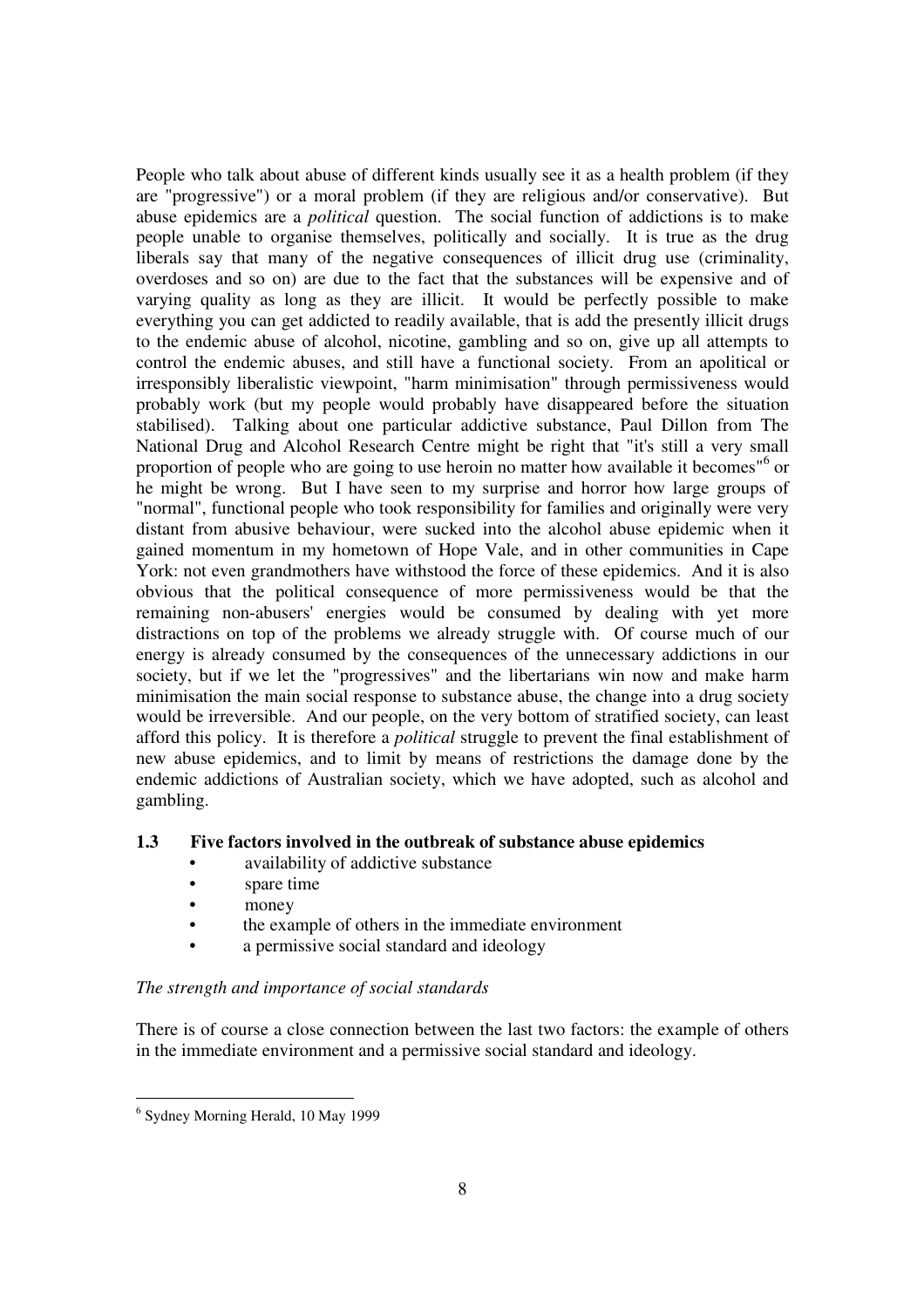People who talk about abuse of different kinds usually see it as a health problem (if they are "progressive") or a moral problem (if they are religious and/or conservative). But abuse epidemics are a *political* question. The social function of addictions is to make people unable to organise themselves, politically and socially. It is true as the drug liberals say that many of the negative consequences of illicit drug use (criminality, overdoses and so on) are due to the fact that the substances will be expensive and of varying quality as long as they are illicit. It would be perfectly possible to make everything you can get addicted to readily available, that is add the presently illicit drugs to the endemic abuse of alcohol, nicotine, gambling and so on, give up all attempts to control the endemic abuses, and still have a functional society. From an apolitical or irresponsibly liberalistic viewpoint, "harm minimisation" through permissiveness would probably work (but my people would probably have disappeared before the situation stabilised). Talking about one particular addictive substance, Paul Dillon from The National Drug and Alcohol Research Centre might be right that "it's still a very small proportion of people who are going to use heroin no matter how available it becomes"[6] or he might be wrong. But I have seen to my surprise and horror how large groups of "normal", functional people who took responsibility for families and originally were very distant from abusive behaviour, were sucked into the alcohol abuse epidemic when it gained momentum in my hometown of Hope Vale, and in other communities in Cape York: not even grandmothers have withstood the force of these epidemics. And it is also obvious that the political consequence of more permissiveness would be that the remaining non-abusers' energies would be consumed by dealing with yet more distractions on top of the problems we already struggle with. Of course much of our energy is already consumed by the consequences of the unnecessary addictions in our society, but if we let the "progressives" and the libertarians win now and make harm minimisation the main social response to substance abuse, the change into a drug society would be irreversible. And our people, on the very bottom of stratified society, can least afford this policy. It is therefore a *political* struggle to prevent the final establishment of new abuse epidemics, and to limit by means of restrictions the damage done by the endemic addictions of Australian society, which we have adopted, such as alcohol and gambling.

### 1.3 Five factors involved in the outbreak of substance abuse epidemics

- availability of addictive substance
- spare time
- money
- the example of others in the immediate environment
- a permissive social standard and ideology

*The strength and importance of social standards*

There is of course a close connection between the last two factors: the example of others in the immediate environment and a permissive social standard and ideology.

---

[6] Sydney Morning Herald, 10 May 1999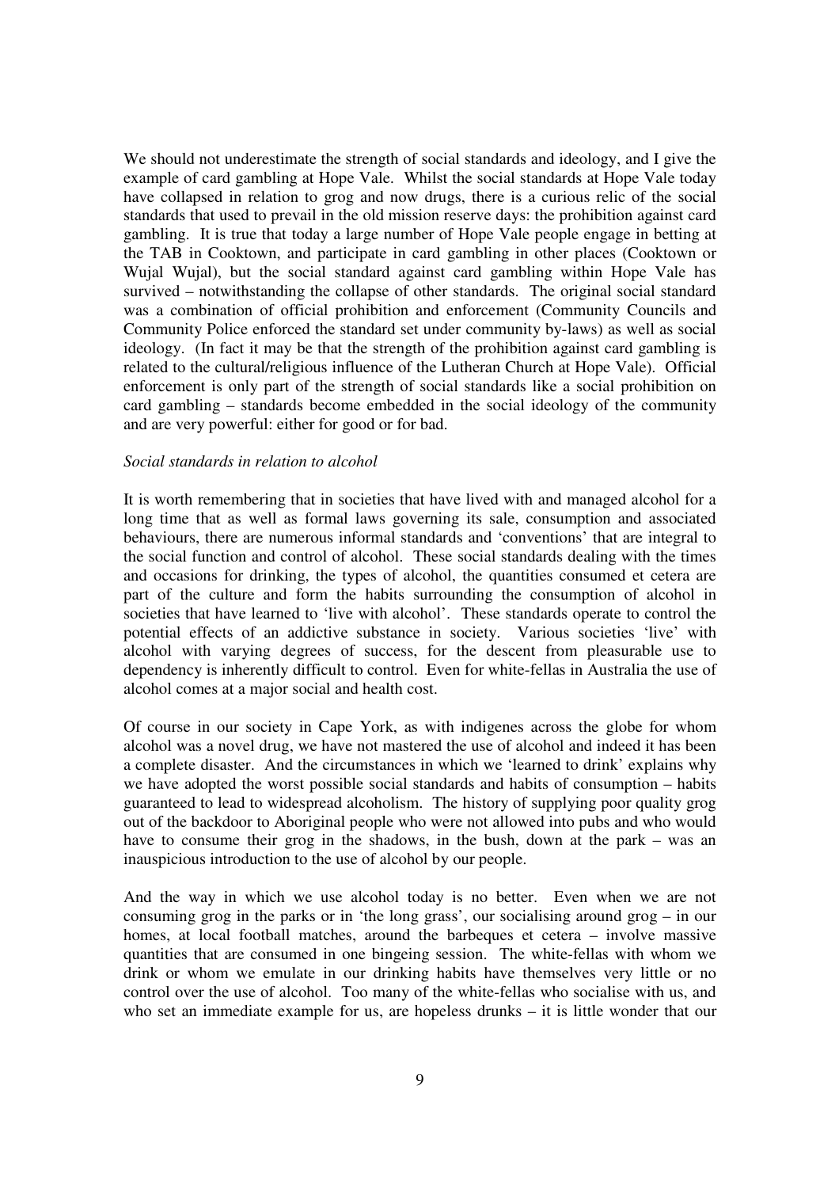We should not underestimate the strength of social standards and ideology, and I give the example of card gambling at Hope Vale. Whilst the social standards at Hope Vale today have collapsed in relation to grog and now drugs, there is a curious relic of the social standards that used to prevail in the old mission reserve days: the prohibition against card gambling. It is true that today a large number of Hope Vale people engage in betting at the TAB in Cooktown, and participate in card gambling in other places (Cooktown or Wujal Wujal), but the social standard against card gambling within Hope Vale has survived – notwithstanding the collapse of other standards. The original social standard was a combination of official prohibition and enforcement (Community Councils and Community Police enforced the standard set under community by-laws) as well as social ideology. (In fact it may be that the strength of the prohibition against card gambling is related to the cultural/religious influence of the Lutheran Church at Hope Vale). Official enforcement is only part of the strength of social standards like a social prohibition on card gambling – standards become embedded in the social ideology of the community and are very powerful: either for good or for bad.

*Social standards in relation to alcohol*

It is worth remembering that in societies that have lived with and managed alcohol for a long time that as well as formal laws governing its sale, consumption and associated behaviours, there are numerous informal standards and 'conventions' that are integral to the social function and control of alcohol. These social standards dealing with the times and occasions for drinking, the types of alcohol, the quantities consumed et cetera are part of the culture and form the habits surrounding the consumption of alcohol in societies that have learned to 'live with alcohol'. These standards operate to control the potential effects of an addictive substance in society. Various societies 'live' with alcohol with varying degrees of success, for the descent from pleasurable use to dependency is inherently difficult to control. Even for white-fellas in Australia the use of alcohol comes at a major social and health cost.

Of course in our society in Cape York, as with indigenes across the globe for whom alcohol was a novel drug, we have not mastered the use of alcohol and indeed it has been a complete disaster. And the circumstances in which we 'learned to drink' explains why we have adopted the worst possible social standards and habits of consumption – habits guaranteed to lead to widespread alcoholism. The history of supplying poor quality grog out of the backdoor to Aboriginal people who were not allowed into pubs and who would have to consume their grog in the shadows, in the bush, down at the park – was an inauspicious introduction to the use of alcohol by our people.

And the way in which we use alcohol today is no better. Even when we are not consuming grog in the parks or in 'the long grass', our socialising around grog – in our homes, at local football matches, around the barbeques et cetera – involve massive quantities that are consumed in one bingeing session. The white-fellas with whom we drink or whom we emulate in our drinking habits have themselves very little or no control over the use of alcohol. Too many of the white-fellas who socialise with us, and who set an immediate example for us, are hopeless drunks – it is little wonder that our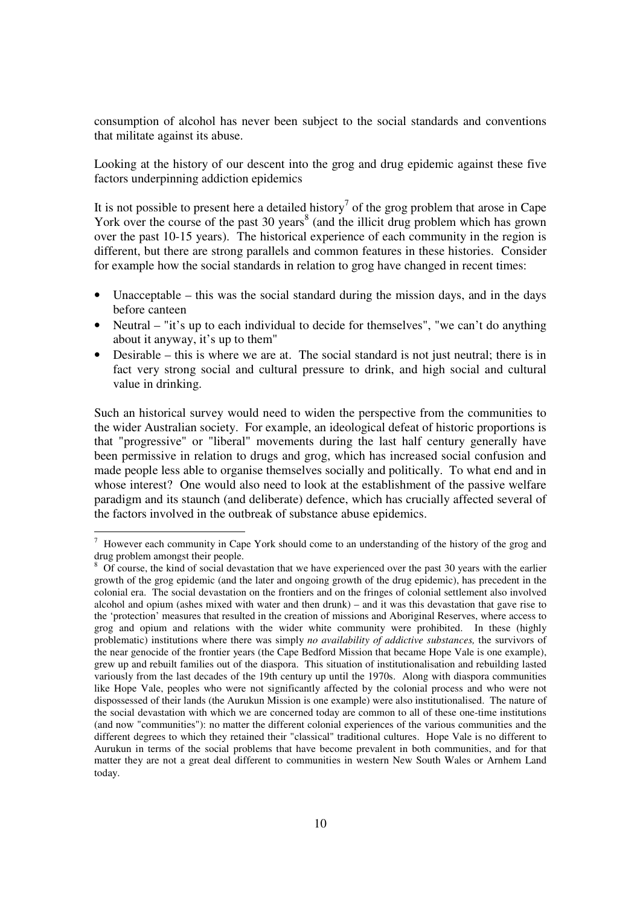consumption of alcohol has never been subject to the social standards and conventions that militate against its abuse.

Looking at the history of our descent into the grog and drug epidemic against these five factors underpinning addiction epidemics

It is not possible to present here a detailed history[7] of the grog problem that arose in Cape York over the course of the past 30 years[8] (and the illicit drug problem which has grown over the past 10-15 years). The historical experience of each community in the region is different, but there are strong parallels and common features in these histories. Consider for example how the social standards in relation to grog have changed in recent times:

- Unacceptable – this was the social standard during the mission days, and in the days before canteen
- Neutral – "it's up to each individual to decide for themselves", "we can't do anything about it anyway, it's up to them"
- Desirable – this is where we are at. The social standard is not just neutral; there is in fact very strong social and cultural pressure to drink, and high social and cultural value in drinking.

Such an historical survey would need to widen the perspective from the communities to the wider Australian society. For example, an ideological defeat of historic proportions is that "progressive" or "liberal" movements during the last half century generally have been permissive in relation to drugs and grog, which has increased social confusion and made people less able to organise themselves socially and politically. To what end and in whose interest? One would also need to look at the establishment of the passive welfare paradigm and its staunch (and deliberate) defence, which has crucially affected several of the factors involved in the outbreak of substance abuse epidemics.

---

[7] However each community in Cape York should come to an understanding of the history of the grog and drug problem amongst their people.

[8] Of course, the kind of social devastation that we have experienced over the past 30 years with the earlier growth of the grog epidemic (and the later and ongoing growth of the drug epidemic), has precedent in the colonial era. The social devastation on the frontiers and on the fringes of colonial settlement also involved alcohol and opium (ashes mixed with water and then drunk) – and it was this devastation that gave rise to the 'protection' measures that resulted in the creation of missions and Aboriginal Reserves, where access to grog and opium and relations with the wider white community were prohibited. In these (highly problematic) institutions where there was simply *no availability of addictive substances,* the survivors of the near genocide of the frontier years (the Cape Bedford Mission that became Hope Vale is one example), grew up and rebuilt families out of the diaspora. This situation of institutionalisation and rebuilding lasted variously from the last decades of the 19th century up until the 1970s. Along with diaspora communities like Hope Vale, peoples who were not significantly affected by the colonial process and who were not dispossessed of their lands (the Aurukun Mission is one example) were also institutionalised. The nature of the social devastation with which we are concerned today are common to all of these one-time institutions (and now "communities"): no matter the different colonial experiences of the various communities and the different degrees to which they retained their "classical" traditional cultures. Hope Vale is no different to Aurukun in terms of the social problems that have become prevalent in both communities, and for that matter they are not a great deal different to communities in western New South Wales or Arnhem Land today.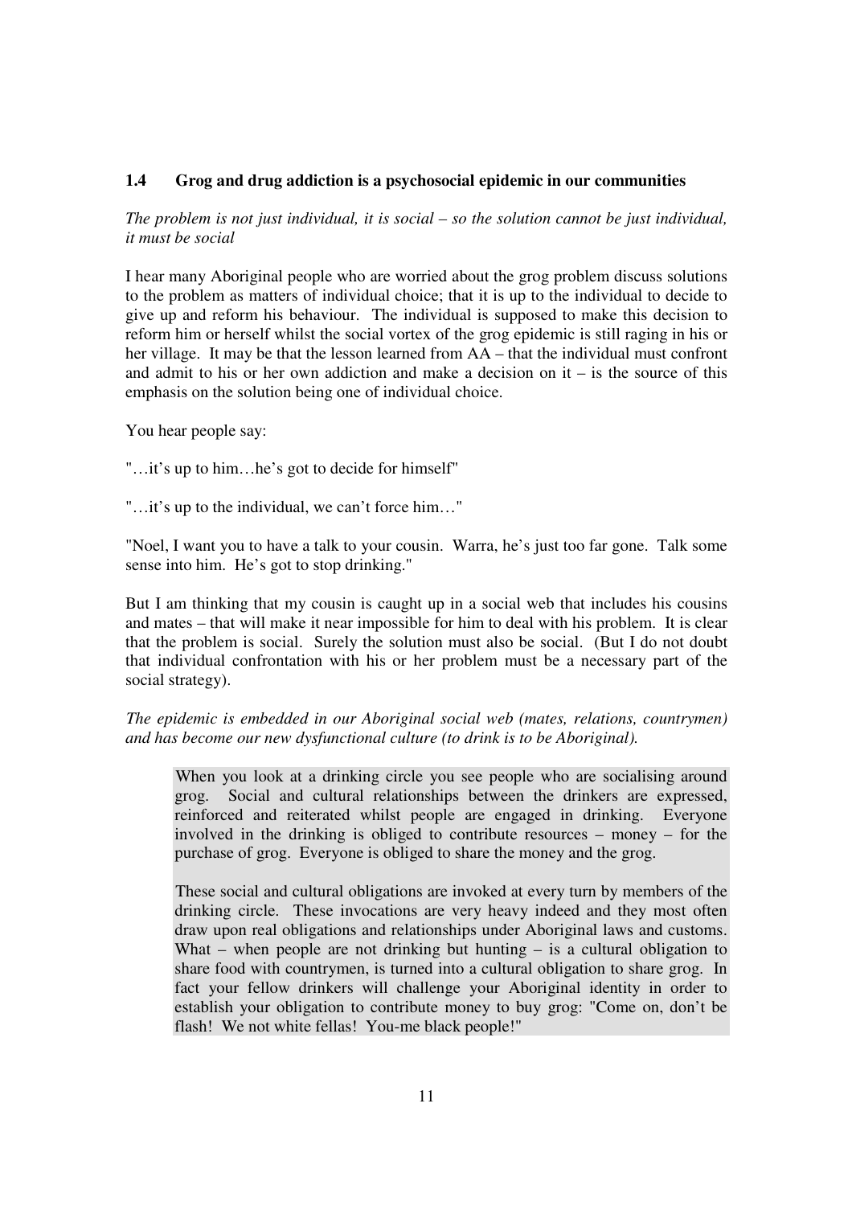### 1.4 Grog and drug addiction is a psychosocial epidemic in our communities

*The problem is not just individual, it is social – so the solution cannot be just individual, it must be social*

I hear many Aboriginal people who are worried about the grog problem discuss solutions to the problem as matters of individual choice; that it is up to the individual to decide to give up and reform his behaviour. The individual is supposed to make this decision to reform him or herself whilst the social vortex of the grog epidemic is still raging in his or her village. It may be that the lesson learned from AA – that the individual must confront and admit to his or her own addiction and make a decision on it – is the source of this emphasis on the solution being one of individual choice.

You hear people say:

"…it's up to him…he's got to decide for himself"

"…it's up to the individual, we can't force him…"

"Noel, I want you to have a talk to your cousin. Warra, he's just too far gone. Talk some sense into him. He's got to stop drinking."

But I am thinking that my cousin is caught up in a social web that includes his cousins and mates – that will make it near impossible for him to deal with his problem. It is clear that the problem is social. Surely the solution must also be social. (But I do not doubt that individual confrontation with his or her problem must be a necessary part of the social strategy).

*The epidemic is embedded in our Aboriginal social web (mates, relations, countrymen) and has become our new dysfunctional culture (to drink is to be Aboriginal).*

> When you look at a drinking circle you see people who are socialising around grog. Social and cultural relationships between the drinkers are expressed, reinforced and reiterated whilst people are engaged in drinking. Everyone involved in the drinking is obliged to contribute resources – money – for the purchase of grog. Everyone is obliged to share the money and the grog.
>
> These social and cultural obligations are invoked at every turn by members of the drinking circle. These invocations are very heavy indeed and they most often draw upon real obligations and relationships under Aboriginal laws and customs. What – when people are not drinking but hunting – is a cultural obligation to share food with countrymen, is turned into a cultural obligation to share grog. In fact your fellow drinkers will challenge your Aboriginal identity in order to establish your obligation to contribute money to buy grog: "Come on, don't be flash! We not white fellas! You-me black people!"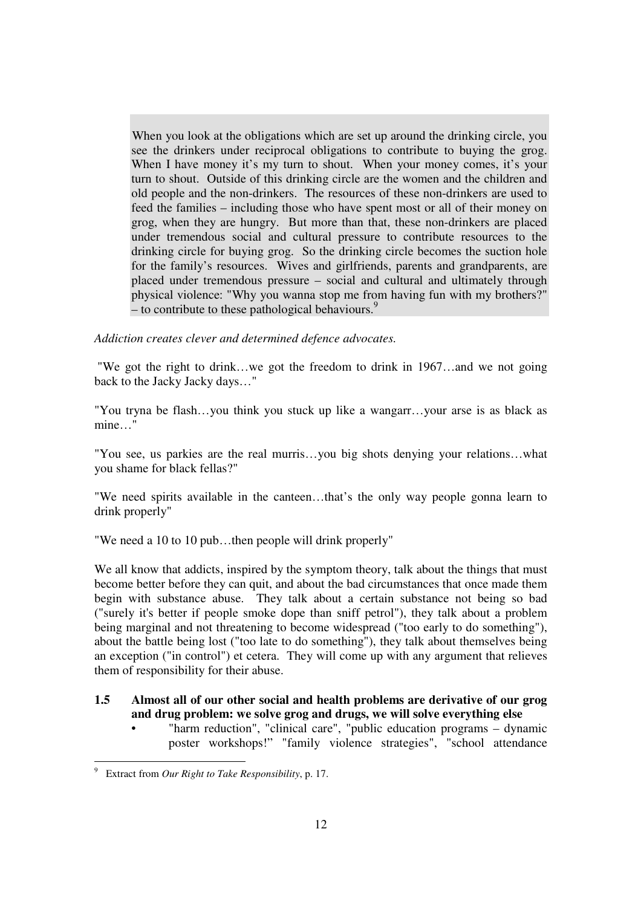> When you look at the obligations which are set up around the drinking circle, you see the drinkers under reciprocal obligations to contribute to buying the grog. When I have money it's my turn to shout. When your money comes, it's your turn to shout. Outside of this drinking circle are the women and the children and old people and the non-drinkers. The resources of these non-drinkers are used to feed the families – including those who have spent most or all of their money on grog, when they are hungry. But more than that, these non-drinkers are placed under tremendous social and cultural pressure to contribute resources to the drinking circle for buying grog. So the drinking circle becomes the suction hole for the family's resources. Wives and girlfriends, parents and grandparents, are placed under tremendous pressure – social and cultural and ultimately through physical violence: "Why you wanna stop me from having fun with my brothers?" – to contribute to these pathological behaviours.[9]

*Addiction creates clever and determined defence advocates.*

"We got the right to drink…we got the freedom to drink in 1967…and we not going back to the Jacky Jacky days…"

"You tryna be flash…you think you stuck up like a wangarr…your arse is as black as mine…"

"You see, us parkies are the real murris…you big shots denying your relations…what you shame for black fellas?"

"We need spirits available in the canteen…that's the only way people gonna learn to drink properly"

"We need a 10 to 10 pub…then people will drink properly"

We all know that addicts, inspired by the symptom theory, talk about the things that must become better before they can quit, and about the bad circumstances that once made them begin with substance abuse. They talk about a certain substance not being so bad ("surely it's better if people smoke dope than sniff petrol"), they talk about a problem being marginal and not threatening to become widespread ("too early to do something"), about the battle being lost ("too late to do something"), they talk about themselves being an exception ("in control") et cetera. They will come up with any argument that relieves them of responsibility for their abuse.

### 1.5 Almost all of our other social and health problems are derivative of our grog and drug problem: we solve grog and drugs, we will solve everything else

- "harm reduction", "clinical care", "public education programs – dynamic poster workshops!" "family violence strategies", "school attendance

---

[9] Extract from *Our Right to Take Responsibility*, p. 17.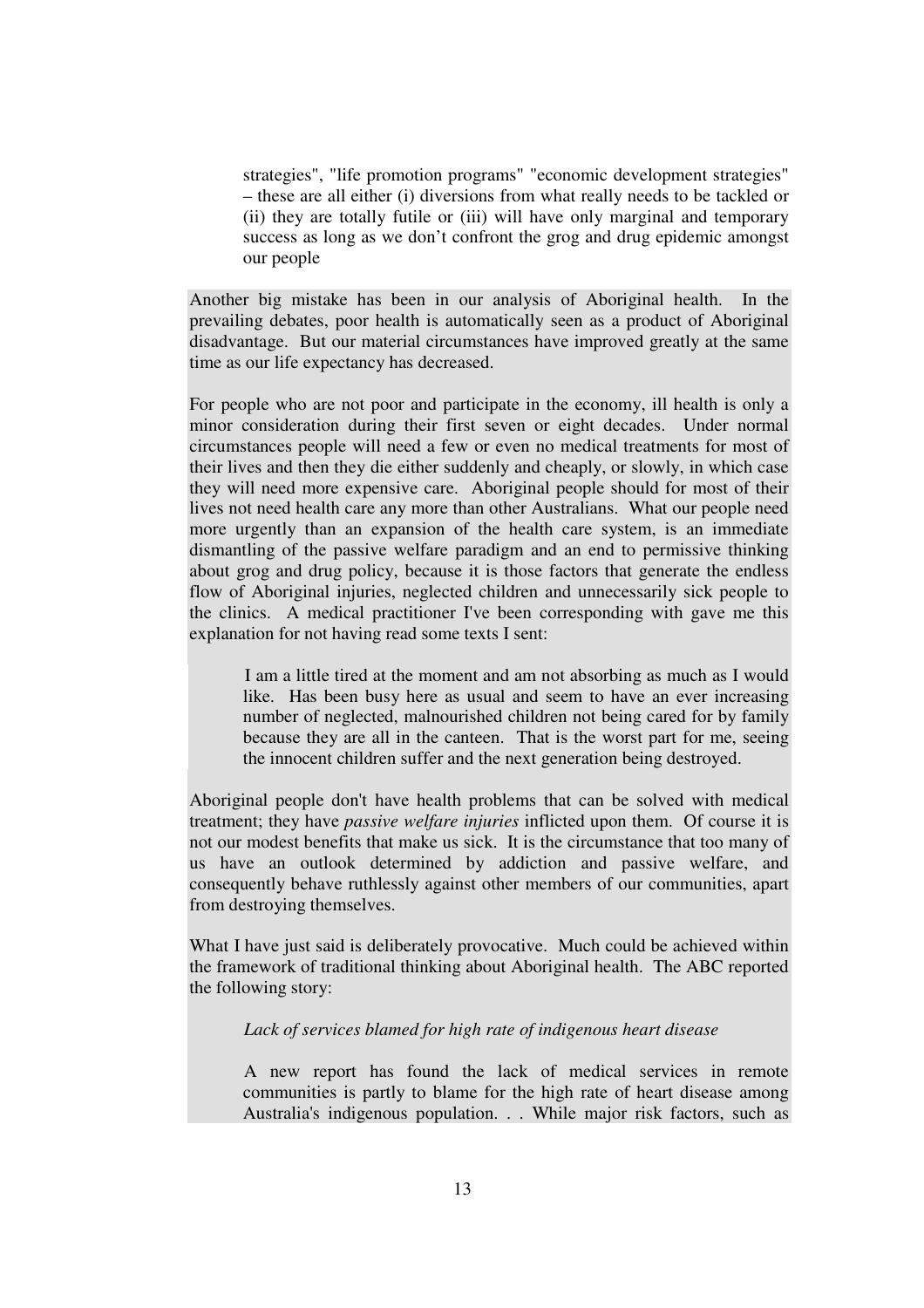> strategies", "life promotion programs" "economic development strategies" – these are all either (i) diversions from what really needs to be tackled or (ii) they are totally futile or (iii) will have only marginal and temporary success as long as we don't confront the grog and drug epidemic amongst our people

Another big mistake has been in our analysis of Aboriginal health. In the prevailing debates, poor health is automatically seen as a product of Aboriginal disadvantage. But our material circumstances have improved greatly at the same time as our life expectancy has decreased.

For people who are not poor and participate in the economy, ill health is only a minor consideration during their first seven or eight decades. Under normal circumstances people will need a few or even no medical treatments for most of their lives and then they die either suddenly and cheaply, or slowly, in which case they will need more expensive care. Aboriginal people should for most of their lives not need health care any more than other Australians. What our people need more urgently than an expansion of the health care system, is an immediate dismantling of the passive welfare paradigm and an end to permissive thinking about grog and drug policy, because it is those factors that generate the endless flow of Aboriginal injuries, neglected children and unnecessarily sick people to the clinics. A medical practitioner I've been corresponding with gave me this explanation for not having read some texts I sent:

> I am a little tired at the moment and am not absorbing as much as I would like. Has been busy here as usual and seem to have an ever increasing number of neglected, malnourished children not being cared for by family because they are all in the canteen. That is the worst part for me, seeing the innocent children suffer and the next generation being destroyed.

Aboriginal people don't have health problems that can be solved with medical treatment; they have *passive welfare injuries* inflicted upon them. Of course it is not our modest benefits that make us sick. It is the circumstance that too many of us have an outlook determined by addiction and passive welfare, and consequently behave ruthlessly against other members of our communities, apart from destroying themselves.

What I have just said is deliberately provocative. Much could be achieved within the framework of traditional thinking about Aboriginal health. The ABC reported the following story:

> *Lack of services blamed for high rate of indigenous heart disease*
>
> A new report has found the lack of medical services in remote communities is partly to blame for the high rate of heart disease among Australia's indigenous population. . . While major risk factors, such as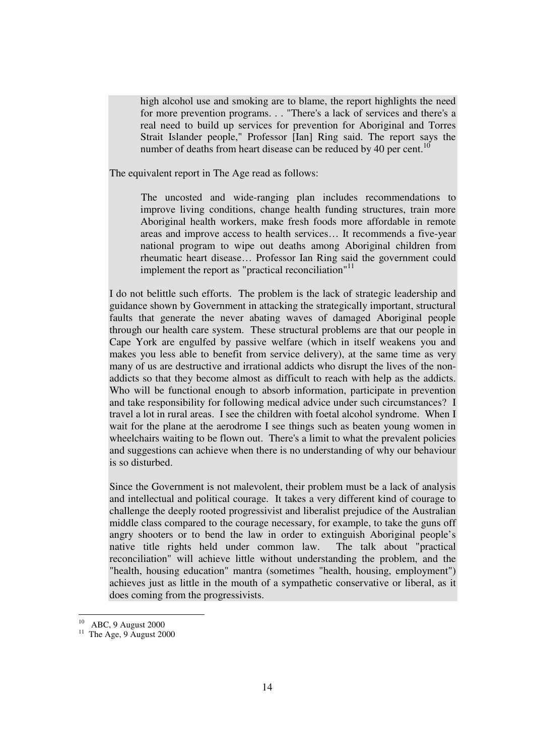> high alcohol use and smoking are to blame, the report highlights the need for more prevention programs. . . "There's a lack of services and there's a real need to build up services for prevention for Aboriginal and Torres Strait Islander people," Professor [Ian] Ring said. The report says the number of deaths from heart disease can be reduced by 40 per cent.[10]

The equivalent report in The Age read as follows:

> The uncosted and wide-ranging plan includes recommendations to improve living conditions, change health funding structures, train more Aboriginal health workers, make fresh foods more affordable in remote areas and improve access to health services… It recommends a five-year national program to wipe out deaths among Aboriginal children from rheumatic heart disease… Professor Ian Ring said the government could implement the report as "practical reconciliation"[11]

I do not belittle such efforts. The problem is the lack of strategic leadership and guidance shown by Government in attacking the strategically important, structural faults that generate the never abating waves of damaged Aboriginal people through our health care system. These structural problems are that our people in Cape York are engulfed by passive welfare (which in itself weakens you and makes you less able to benefit from service delivery), at the same time as very many of us are destructive and irrational addicts who disrupt the lives of the non-addicts so that they become almost as difficult to reach with help as the addicts. Who will be functional enough to absorb information, participate in prevention and take responsibility for following medical advice under such circumstances? I travel a lot in rural areas. I see the children with foetal alcohol syndrome. When I wait for the plane at the aerodrome I see things such as beaten young women in wheelchairs waiting to be flown out. There's a limit to what the prevalent policies and suggestions can achieve when there is no understanding of why our behaviour is so disturbed.

Since the Government is not malevolent, their problem must be a lack of analysis and intellectual and political courage. It takes a very different kind of courage to challenge the deeply rooted progressivist and liberalist prejudice of the Australian middle class compared to the courage necessary, for example, to take the guns off angry shooters or to bend the law in order to extinguish Aboriginal people's native title rights held under common law. The talk about "practical reconciliation" will achieve little without understanding the problem, and the "health, housing education" mantra (sometimes "health, housing, employment") achieves just as little in the mouth of a sympathetic conservative or liberal, as it does coming from the progressivists.

---

[10] ABC, 9 August 2000

[11] The Age, 9 August 2000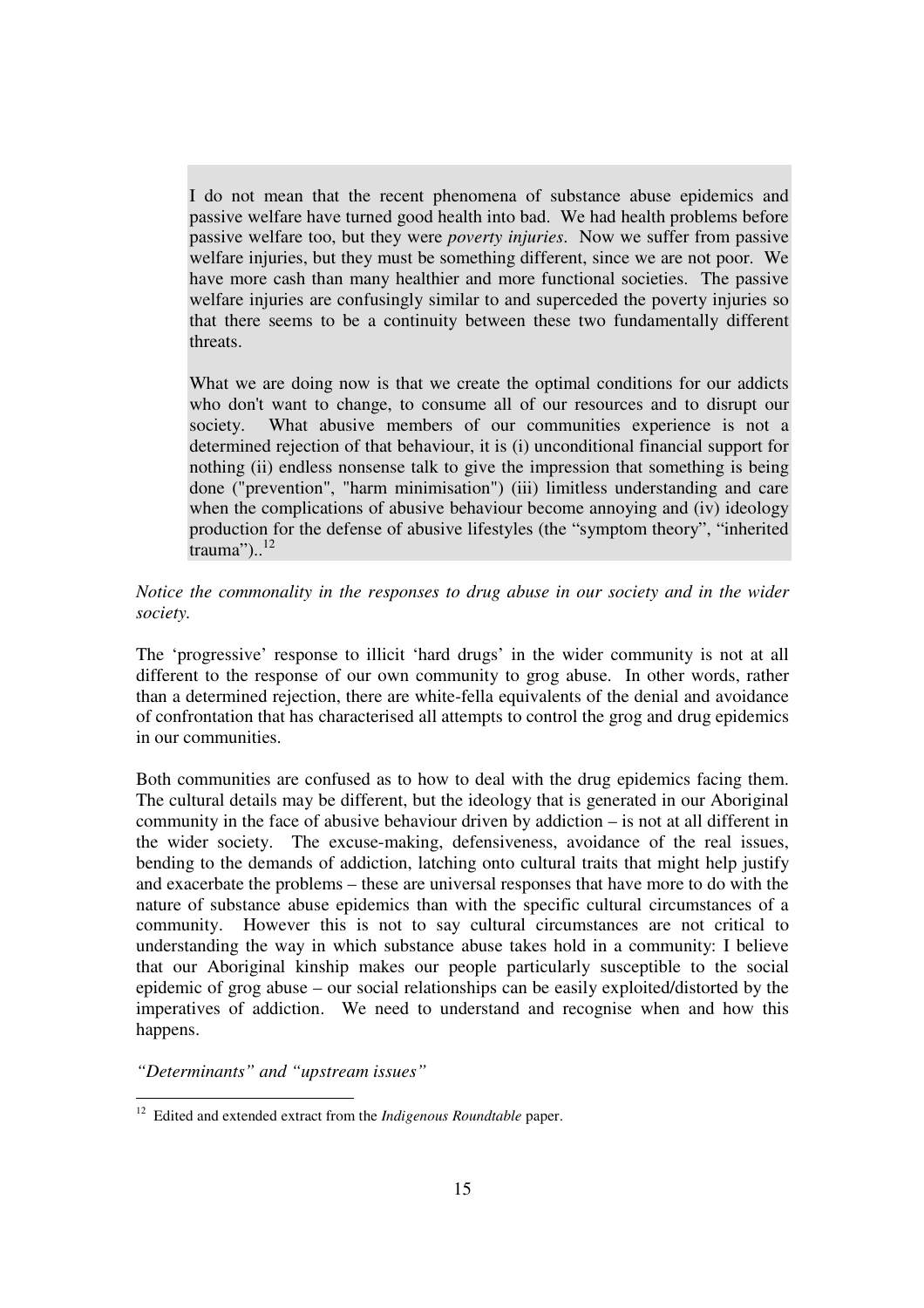> I do not mean that the recent phenomena of substance abuse epidemics and passive welfare have turned good health into bad. We had health problems before passive welfare too, but they were *poverty injuries*. Now we suffer from passive welfare injuries, but they must be something different, since we are not poor. We have more cash than many healthier and more functional societies. The passive welfare injuries are confusingly similar to and superceded the poverty injuries so that there seems to be a continuity between these two fundamentally different threats.
>
> What we are doing now is that we create the optimal conditions for our addicts who don't want to change, to consume all of our resources and to disrupt our society. What abusive members of our communities experience is not a determined rejection of that behaviour, it is (i) unconditional financial support for nothing (ii) endless nonsense talk to give the impression that something is being done ("prevention", "harm minimisation") (iii) limitless understanding and care when the complications of abusive behaviour become annoying and (iv) ideology production for the defense of abusive lifestyles (the "symptom theory", "inherited trauma")..[12]

*Notice the commonality in the responses to drug abuse in our society and in the wider society.*

The 'progressive' response to illicit 'hard drugs' in the wider community is not at all different to the response of our own community to grog abuse. In other words, rather than a determined rejection, there are white-fella equivalents of the denial and avoidance of confrontation that has characterised all attempts to control the grog and drug epidemics in our communities.

Both communities are confused as to how to deal with the drug epidemics facing them. The cultural details may be different, but the ideology that is generated in our Aboriginal community in the face of abusive behaviour driven by addiction – is not at all different in the wider society. The excuse-making, defensiveness, avoidance of the real issues, bending to the demands of addiction, latching onto cultural traits that might help justify and exacerbate the problems – these are universal responses that have more to do with the nature of substance abuse epidemics than with the specific cultural circumstances of a community. However this is not to say cultural circumstances are not critical to understanding the way in which substance abuse takes hold in a community: I believe that our Aboriginal kinship makes our people particularly susceptible to the social epidemic of grog abuse – our social relationships can be easily exploited/distorted by the imperatives of addiction. We need to understand and recognise when and how this happens.

*"Determinants" and "upstream issues"*

---

[12] Edited and extended extract from the *Indigenous Roundtable* paper.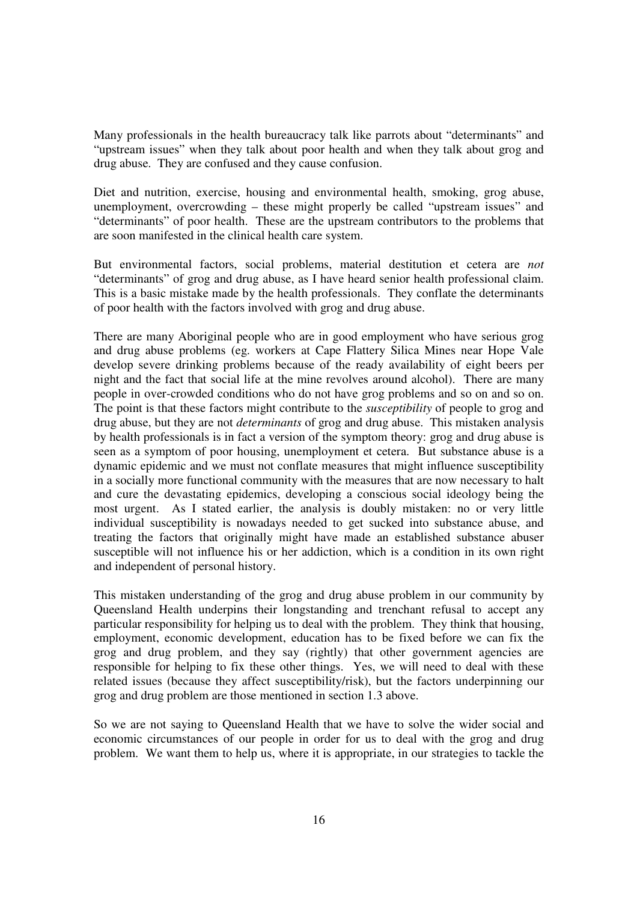Many professionals in the health bureaucracy talk like parrots about "determinants" and "upstream issues" when they talk about poor health and when they talk about grog and drug abuse. They are confused and they cause confusion.

Diet and nutrition, exercise, housing and environmental health, smoking, grog abuse, unemployment, overcrowding – these might properly be called "upstream issues" and "determinants" of poor health. These are the upstream contributors to the problems that are soon manifested in the clinical health care system.

But environmental factors, social problems, material destitution et cetera are *not* "determinants" of grog and drug abuse, as I have heard senior health professional claim. This is a basic mistake made by the health professionals. They conflate the determinants of poor health with the factors involved with grog and drug abuse.

There are many Aboriginal people who are in good employment who have serious grog and drug abuse problems (eg. workers at Cape Flattery Silica Mines near Hope Vale develop severe drinking problems because of the ready availability of eight beers per night and the fact that social life at the mine revolves around alcohol). There are many people in over-crowded conditions who do not have grog problems and so on and so on. The point is that these factors might contribute to the *susceptibility* of people to grog and drug abuse, but they are not *determinants* of grog and drug abuse. This mistaken analysis by health professionals is in fact a version of the symptom theory: grog and drug abuse is seen as a symptom of poor housing, unemployment et cetera. But substance abuse is a dynamic epidemic and we must not conflate measures that might influence susceptibility in a socially more functional community with the measures that are now necessary to halt and cure the devastating epidemics, developing a conscious social ideology being the most urgent. As I stated earlier, the analysis is doubly mistaken: no or very little individual susceptibility is nowadays needed to get sucked into substance abuse, and treating the factors that originally might have made an established substance abuser susceptible will not influence his or her addiction, which is a condition in its own right and independent of personal history.

This mistaken understanding of the grog and drug abuse problem in our community by Queensland Health underpins their longstanding and trenchant refusal to accept any particular responsibility for helping us to deal with the problem. They think that housing, employment, economic development, education has to be fixed before we can fix the grog and drug problem, and they say (rightly) that other government agencies are responsible for helping to fix these other things. Yes, we will need to deal with these related issues (because they affect susceptibility/risk), but the factors underpinning our grog and drug problem are those mentioned in section 1.3 above.

So we are not saying to Queensland Health that we have to solve the wider social and economic circumstances of our people in order for us to deal with the grog and drug problem. We want them to help us, where it is appropriate, in our strategies to tackle the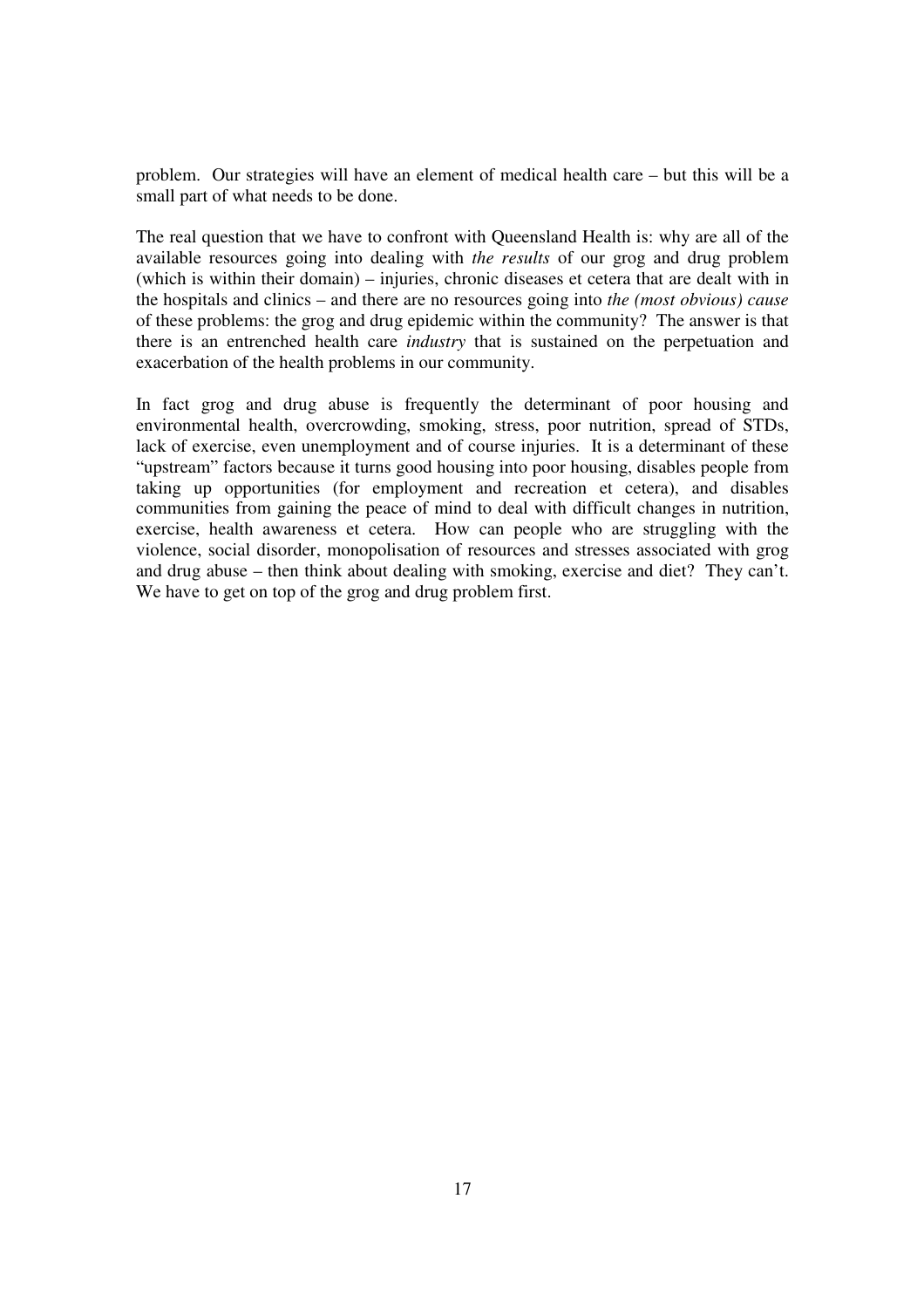problem. Our strategies will have an element of medical health care – but this will be a small part of what needs to be done.

The real question that we have to confront with Queensland Health is: why are all of the available resources going into dealing with *the results* of our grog and drug problem (which is within their domain) – injuries, chronic diseases et cetera that are dealt with in the hospitals and clinics – and there are no resources going into *the (most obvious) cause* of these problems: the grog and drug epidemic within the community? The answer is that there is an entrenched health care *industry* that is sustained on the perpetuation and exacerbation of the health problems in our community.

In fact grog and drug abuse is frequently the determinant of poor housing and environmental health, overcrowding, smoking, stress, poor nutrition, spread of STDs, lack of exercise, even unemployment and of course injuries. It is a determinant of these "upstream" factors because it turns good housing into poor housing, disables people from taking up opportunities (for employment and recreation et cetera), and disables communities from gaining the peace of mind to deal with difficult changes in nutrition, exercise, health awareness et cetera. How can people who are struggling with the violence, social disorder, monopolisation of resources and stresses associated with grog and drug abuse – then think about dealing with smoking, exercise and diet? They can't. We have to get on top of the grog and drug problem first.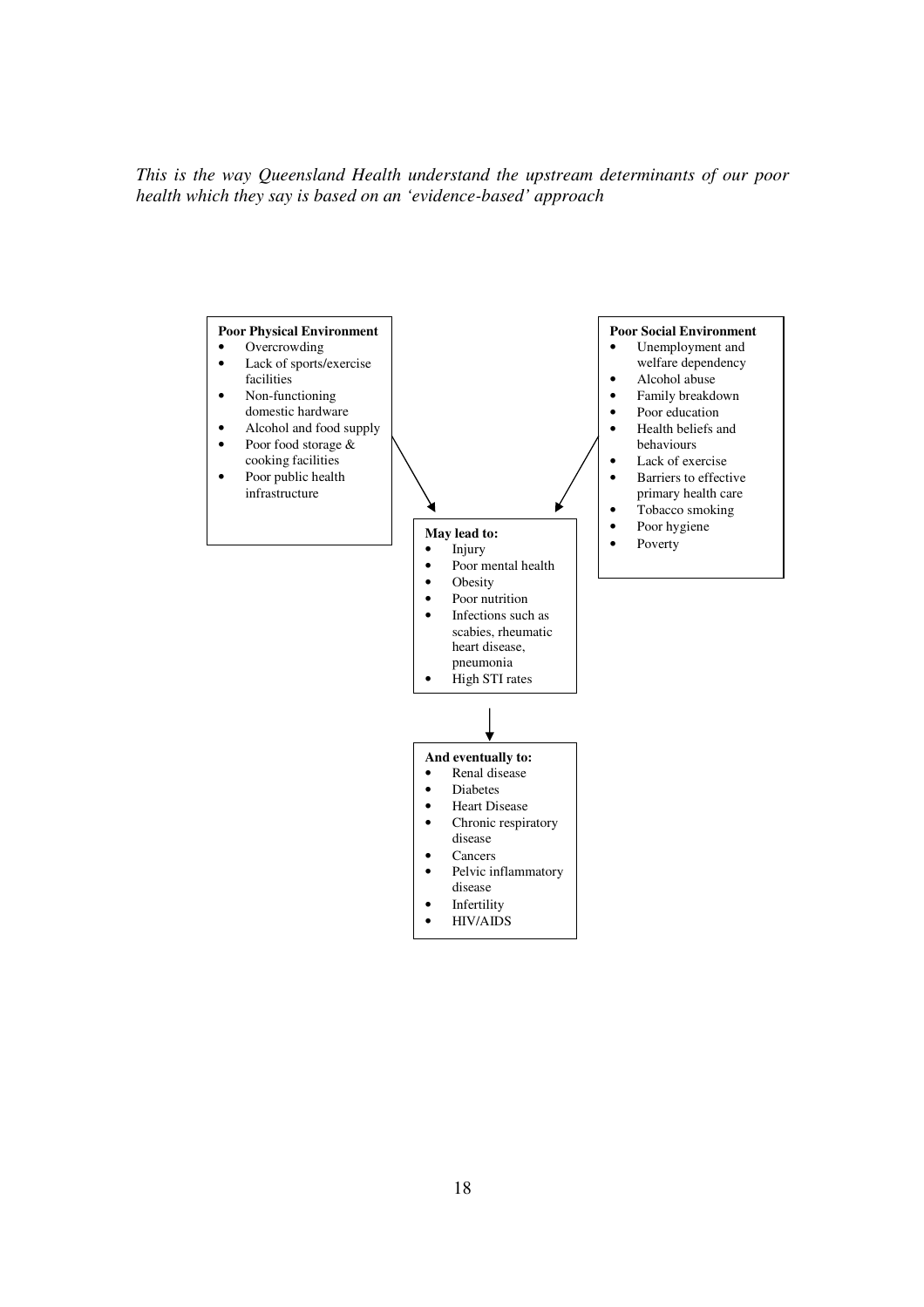*This is the way Queensland Health understand the upstream determinants of our poor health which they say is based on an 'evidence-based' approach*

**Poor Physical Environment**

- Overcrowding
- Lack of sports/exercise facilities
- Non-functioning domestic hardware
- Alcohol and food supply
- Poor food storage & cooking facilities
- Poor public health infrastructure

**Poor Social Environment**

- Unemployment and welfare dependency
- Alcohol abuse
- Family breakdown
- Poor education
- Health beliefs and behaviours
- Lack of exercise
- Barriers to effective primary health care
- Tobacco smoking
- Poor hygiene
- Poverty

**May lead to:**

- Injury
- Poor mental health
- Obesity
- Poor nutrition
- Infections such as scabies, rheumatic heart disease, pneumonia
- High STI rates

**And eventually to:**

- Renal disease
- Diabetes
- Heart Disease
- Chronic respiratory disease
- Cancers
- Pelvic inflammatory disease
- Infertility
- HIV/AIDS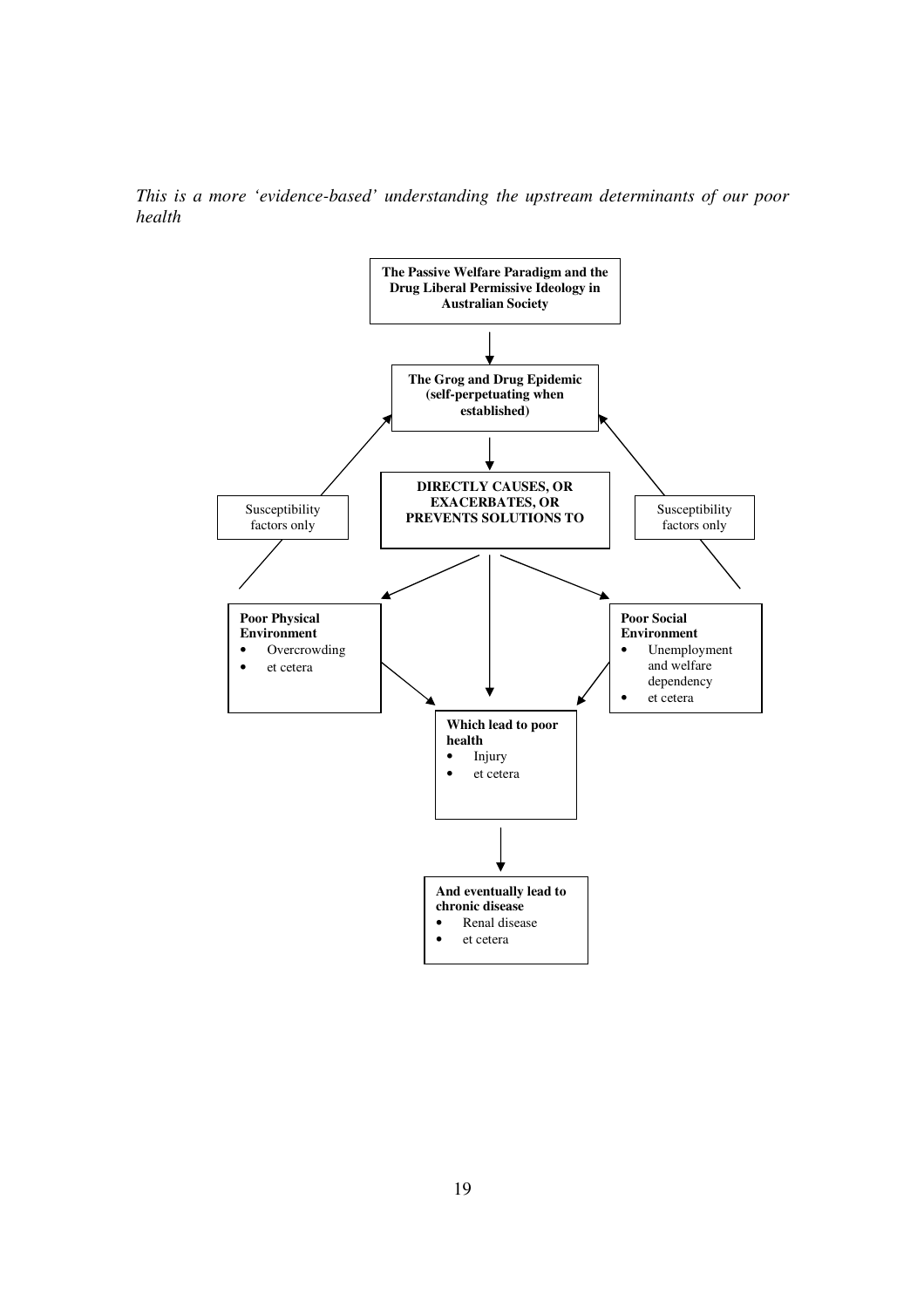*This is a more 'evidence-based' understanding the upstream determinants of our poor health*

**The Passive Welfare Paradigm and the Drug Liberal Permissive Ideology in Australian Society**

↓

**The Grog and Drug Epidemic (self-perpetuating when established)**

↓

**DIRECTLY CAUSES, OR EXACERBATES, OR PREVENTS SOLUTIONS TO**

Susceptibility factors only

Susceptibility factors only

**Poor Physical Environment**

- Overcrowding
- et cetera

**Poor Social Environment**

- Unemployment and welfare dependency
- et cetera

**Which lead to poor health**

- Injury
- et cetera

↓

**And eventually lead to chronic disease**

- Renal disease
- et cetera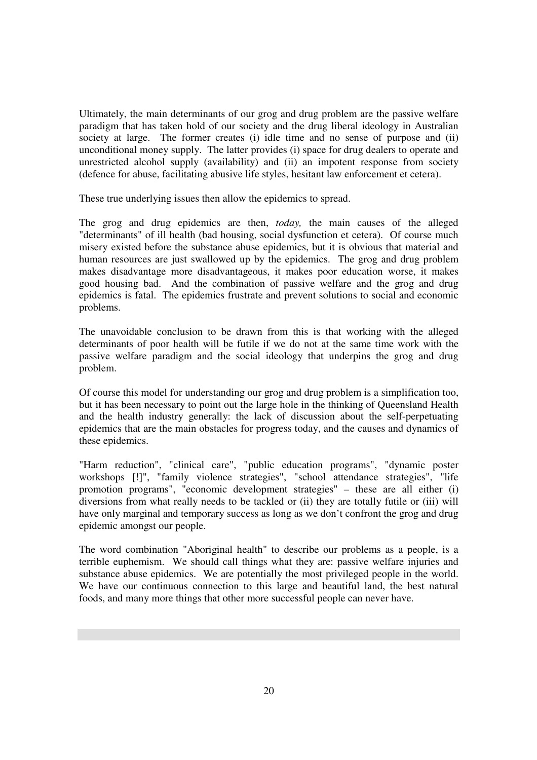Ultimately, the main determinants of our grog and drug problem are the passive welfare paradigm that has taken hold of our society and the drug liberal ideology in Australian society at large. The former creates (i) idle time and no sense of purpose and (ii) unconditional money supply. The latter provides (i) space for drug dealers to operate and unrestricted alcohol supply (availability) and (ii) an impotent response from society (defence for abuse, facilitating abusive life styles, hesitant law enforcement et cetera).

These true underlying issues then allow the epidemics to spread.

The grog and drug epidemics are then, *today,* the main causes of the alleged "determinants" of ill health (bad housing, social dysfunction et cetera). Of course much misery existed before the substance abuse epidemics, but it is obvious that material and human resources are just swallowed up by the epidemics. The grog and drug problem makes disadvantage more disadvantageous, it makes poor education worse, it makes good housing bad. And the combination of passive welfare and the grog and drug epidemics is fatal. The epidemics frustrate and prevent solutions to social and economic problems.

The unavoidable conclusion to be drawn from this is that working with the alleged determinants of poor health will be futile if we do not at the same time work with the passive welfare paradigm and the social ideology that underpins the grog and drug problem.

Of course this model for understanding our grog and drug problem is a simplification too, but it has been necessary to point out the large hole in the thinking of Queensland Health and the health industry generally: the lack of discussion about the self-perpetuating epidemics that are the main obstacles for progress today, and the causes and dynamics of these epidemics.

"Harm reduction", "clinical care", "public education programs", "dynamic poster workshops [!]", "family violence strategies", "school attendance strategies", "life promotion programs", "economic development strategies" – these are all either (i) diversions from what really needs to be tackled or (ii) they are totally futile or (iii) will have only marginal and temporary success as long as we don't confront the grog and drug epidemic amongst our people.

The word combination "Aboriginal health" to describe our problems as a people, is a terrible euphemism. We should call things what they are: passive welfare injuries and substance abuse epidemics. We are potentially the most privileged people in the world. We have our continuous connection to this large and beautiful land, the best natural foods, and many more things that other more successful people can never have.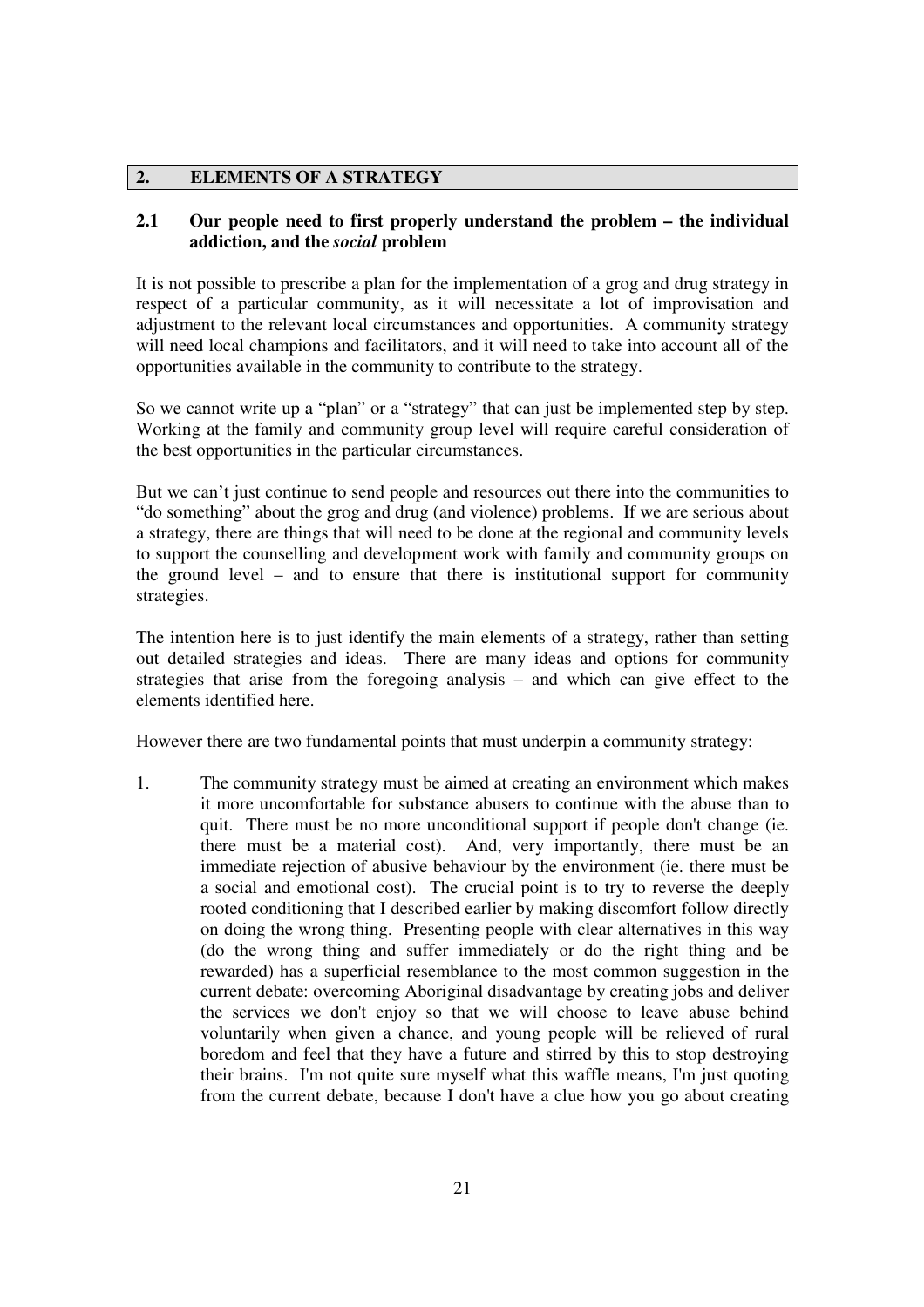## 2. ELEMENTS OF A STRATEGY

### 2.1 Our people need to first properly understand the problem – the individual addiction, and the *social* problem

It is not possible to prescribe a plan for the implementation of a grog and drug strategy in respect of a particular community, as it will necessitate a lot of improvisation and adjustment to the relevant local circumstances and opportunities. A community strategy will need local champions and facilitators, and it will need to take into account all of the opportunities available in the community to contribute to the strategy.

So we cannot write up a "plan" or a "strategy" that can just be implemented step by step. Working at the family and community group level will require careful consideration of the best opportunities in the particular circumstances.

But we can't just continue to send people and resources out there into the communities to "do something" about the grog and drug (and violence) problems. If we are serious about a strategy, there are things that will need to be done at the regional and community levels to support the counselling and development work with family and community groups on the ground level – and to ensure that there is institutional support for community strategies.

The intention here is to just identify the main elements of a strategy, rather than setting out detailed strategies and ideas. There are many ideas and options for community strategies that arise from the foregoing analysis – and which can give effect to the elements identified here.

However there are two fundamental points that must underpin a community strategy:

1. The community strategy must be aimed at creating an environment which makes it more uncomfortable for substance abusers to continue with the abuse than to quit. There must be no more unconditional support if people don't change (ie. there must be a material cost). And, very importantly, there must be an immediate rejection of abusive behaviour by the environment (ie. there must be a social and emotional cost). The crucial point is to try to reverse the deeply rooted conditioning that I described earlier by making discomfort follow directly on doing the wrong thing. Presenting people with clear alternatives in this way (do the wrong thing and suffer immediately or do the right thing and be rewarded) has a superficial resemblance to the most common suggestion in the current debate: overcoming Aboriginal disadvantage by creating jobs and deliver the services we don't enjoy so that we will choose to leave abuse behind voluntarily when given a chance, and young people will be relieved of rural boredom and feel that they have a future and stirred by this to stop destroying their brains. I'm not quite sure myself what this waffle means, I'm just quoting from the current debate, because I don't have a clue how you go about creating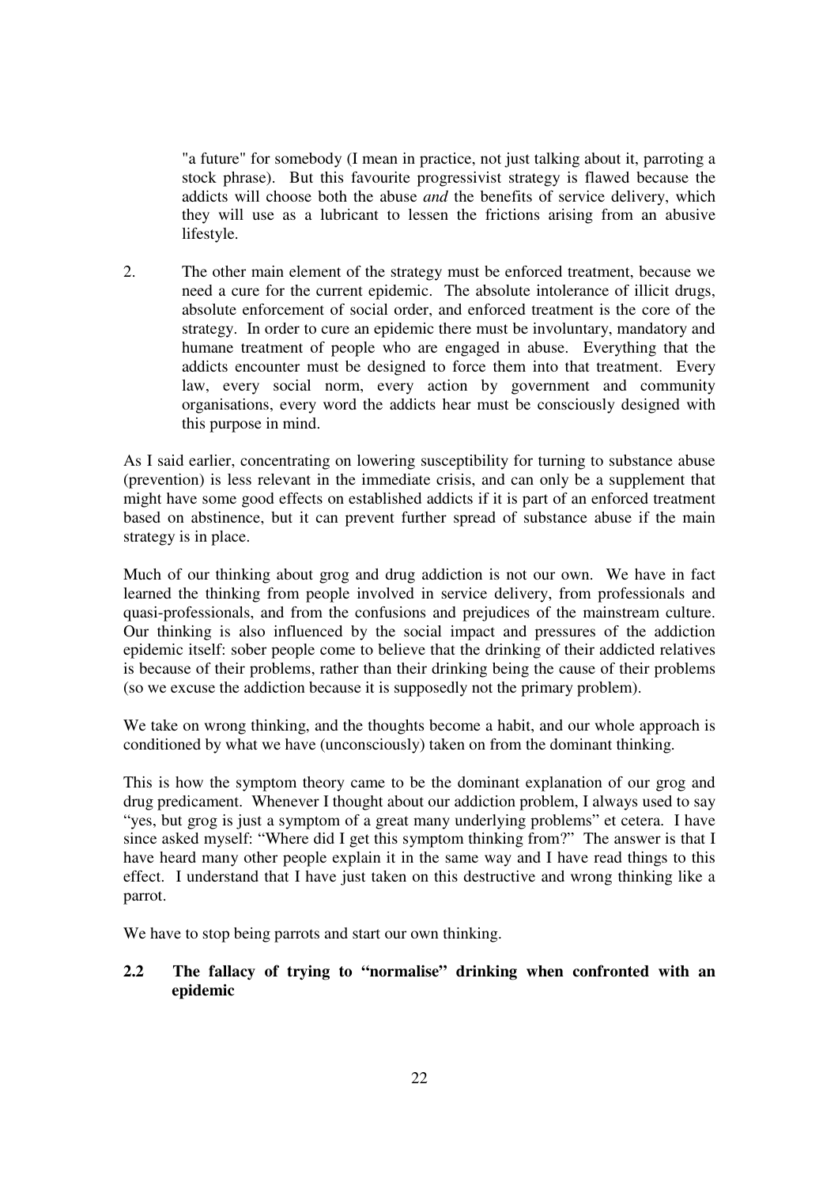"a future" for somebody (I mean in practice, not just talking about it, parroting a stock phrase). But this favourite progressivist strategy is flawed because the addicts will choose both the abuse *and* the benefits of service delivery, which they will use as a lubricant to lessen the frictions arising from an abusive lifestyle.

2. The other main element of the strategy must be enforced treatment, because we need a cure for the current epidemic. The absolute intolerance of illicit drugs, absolute enforcement of social order, and enforced treatment is the core of the strategy. In order to cure an epidemic there must be involuntary, mandatory and humane treatment of people who are engaged in abuse. Everything that the addicts encounter must be designed to force them into that treatment. Every law, every social norm, every action by government and community organisations, every word the addicts hear must be consciously designed with this purpose in mind.

As I said earlier, concentrating on lowering susceptibility for turning to substance abuse (prevention) is less relevant in the immediate crisis, and can only be a supplement that might have some good effects on established addicts if it is part of an enforced treatment based on abstinence, but it can prevent further spread of substance abuse if the main strategy is in place.

Much of our thinking about grog and drug addiction is not our own. We have in fact learned the thinking from people involved in service delivery, from professionals and quasi-professionals, and from the confusions and prejudices of the mainstream culture. Our thinking is also influenced by the social impact and pressures of the addiction epidemic itself: sober people come to believe that the drinking of their addicted relatives is because of their problems, rather than their drinking being the cause of their problems (so we excuse the addiction because it is supposedly not the primary problem).

We take on wrong thinking, and the thoughts become a habit, and our whole approach is conditioned by what we have (unconsciously) taken on from the dominant thinking.

This is how the symptom theory came to be the dominant explanation of our grog and drug predicament. Whenever I thought about our addiction problem, I always used to say "yes, but grog is just a symptom of a great many underlying problems" et cetera. I have since asked myself: "Where did I get this symptom thinking from?" The answer is that I have heard many other people explain it in the same way and I have read things to this effect. I understand that I have just taken on this destructive and wrong thinking like a parrot.

We have to stop being parrots and start our own thinking.

### 2.2 The fallacy of trying to "normalise" drinking when confronted with an epidemic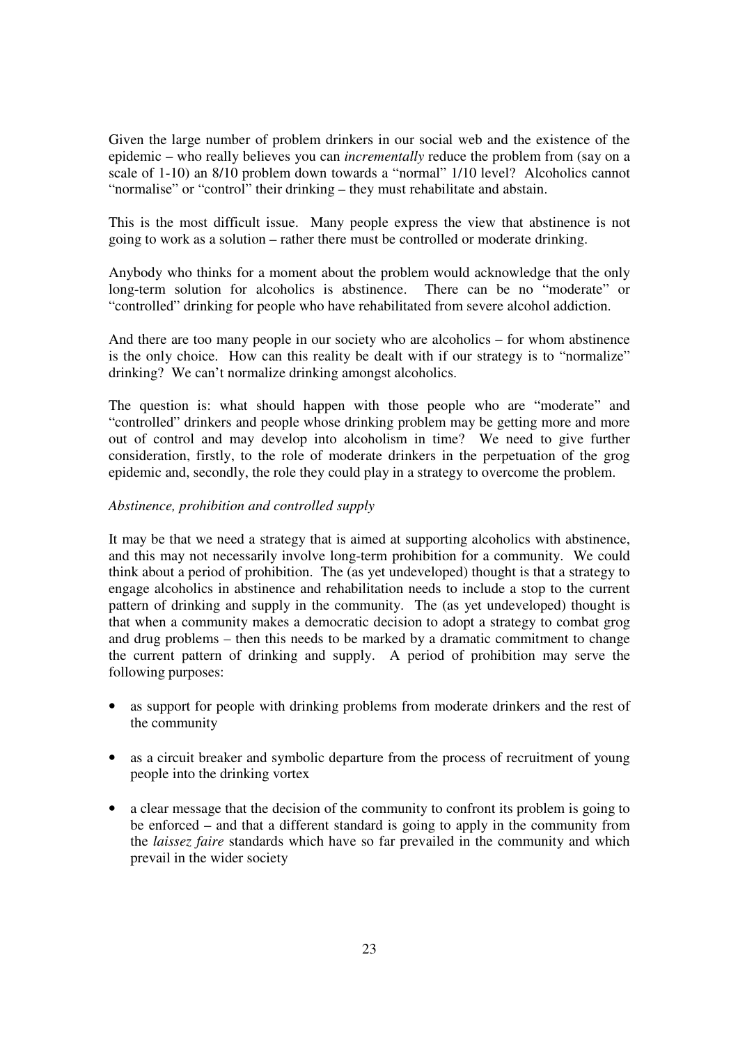Given the large number of problem drinkers in our social web and the existence of the epidemic – who really believes you can *incrementally* reduce the problem from (say on a scale of 1-10) an 8/10 problem down towards a "normal" 1/10 level? Alcoholics cannot "normalise" or "control" their drinking – they must rehabilitate and abstain.

This is the most difficult issue. Many people express the view that abstinence is not going to work as a solution – rather there must be controlled or moderate drinking.

Anybody who thinks for a moment about the problem would acknowledge that the only long-term solution for alcoholics is abstinence. There can be no "moderate" or "controlled" drinking for people who have rehabilitated from severe alcohol addiction.

And there are too many people in our society who are alcoholics – for whom abstinence is the only choice. How can this reality be dealt with if our strategy is to "normalize" drinking? We can't normalize drinking amongst alcoholics.

The question is: what should happen with those people who are "moderate" and "controlled" drinkers and people whose drinking problem may be getting more and more out of control and may develop into alcoholism in time? We need to give further consideration, firstly, to the role of moderate drinkers in the perpetuation of the grog epidemic and, secondly, the role they could play in a strategy to overcome the problem.

*Abstinence, prohibition and controlled supply*

It may be that we need a strategy that is aimed at supporting alcoholics with abstinence, and this may not necessarily involve long-term prohibition for a community. We could think about a period of prohibition. The (as yet undeveloped) thought is that a strategy to engage alcoholics in abstinence and rehabilitation needs to include a stop to the current pattern of drinking and supply in the community. The (as yet undeveloped) thought is that when a community makes a democratic decision to adopt a strategy to combat grog and drug problems – then this needs to be marked by a dramatic commitment to change the current pattern of drinking and supply. A period of prohibition may serve the following purposes:

- as support for people with drinking problems from moderate drinkers and the rest of the community
- as a circuit breaker and symbolic departure from the process of recruitment of young people into the drinking vortex
- a clear message that the decision of the community to confront its problem is going to be enforced – and that a different standard is going to apply in the community from the *laissez faire* standards which have so far prevailed in the community and which prevail in the wider society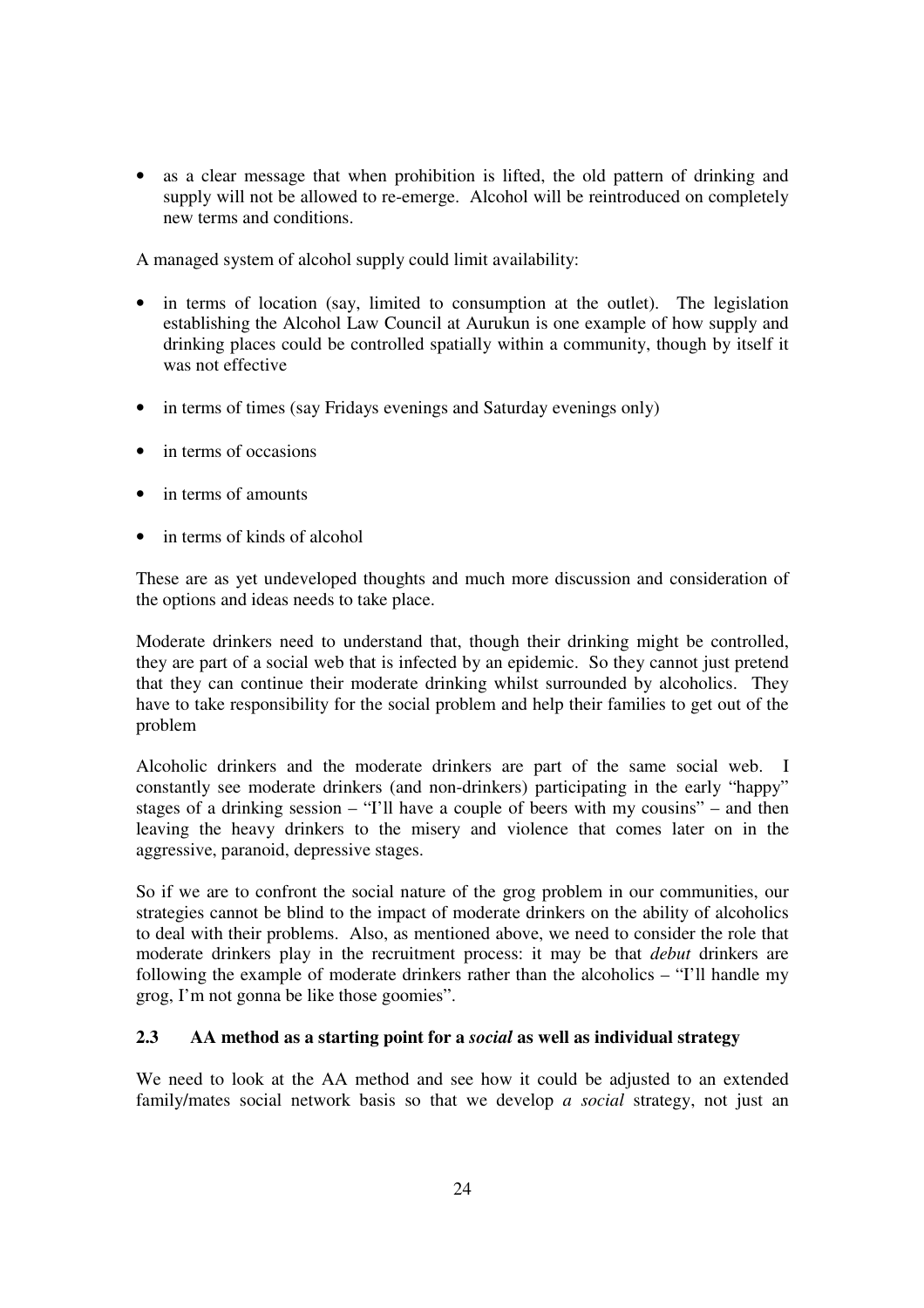- as a clear message that when prohibition is lifted, the old pattern of drinking and supply will not be allowed to re-emerge. Alcohol will be reintroduced on completely new terms and conditions.

A managed system of alcohol supply could limit availability:

- in terms of location (say, limited to consumption at the outlet). The legislation establishing the Alcohol Law Council at Aurukun is one example of how supply and drinking places could be controlled spatially within a community, though by itself it was not effective
- in terms of times (say Fridays evenings and Saturday evenings only)
- in terms of occasions
- in terms of amounts
- in terms of kinds of alcohol

These are as yet undeveloped thoughts and much more discussion and consideration of the options and ideas needs to take place.

Moderate drinkers need to understand that, though their drinking might be controlled, they are part of a social web that is infected by an epidemic. So they cannot just pretend that they can continue their moderate drinking whilst surrounded by alcoholics. They have to take responsibility for the social problem and help their families to get out of the problem

Alcoholic drinkers and the moderate drinkers are part of the same social web. I constantly see moderate drinkers (and non-drinkers) participating in the early "happy" stages of a drinking session – "I'll have a couple of beers with my cousins" – and then leaving the heavy drinkers to the misery and violence that comes later on in the aggressive, paranoid, depressive stages.

So if we are to confront the social nature of the grog problem in our communities, our strategies cannot be blind to the impact of moderate drinkers on the ability of alcoholics to deal with their problems. Also, as mentioned above, we need to consider the role that moderate drinkers play in the recruitment process: it may be that *debut* drinkers are following the example of moderate drinkers rather than the alcoholics – "I'll handle my grog, I'm not gonna be like those goomies".

### 2.3 AA method as a starting point for a *social* as well as individual strategy

We need to look at the AA method and see how it could be adjusted to an extended family/mates social network basis so that we develop *a social* strategy, not just an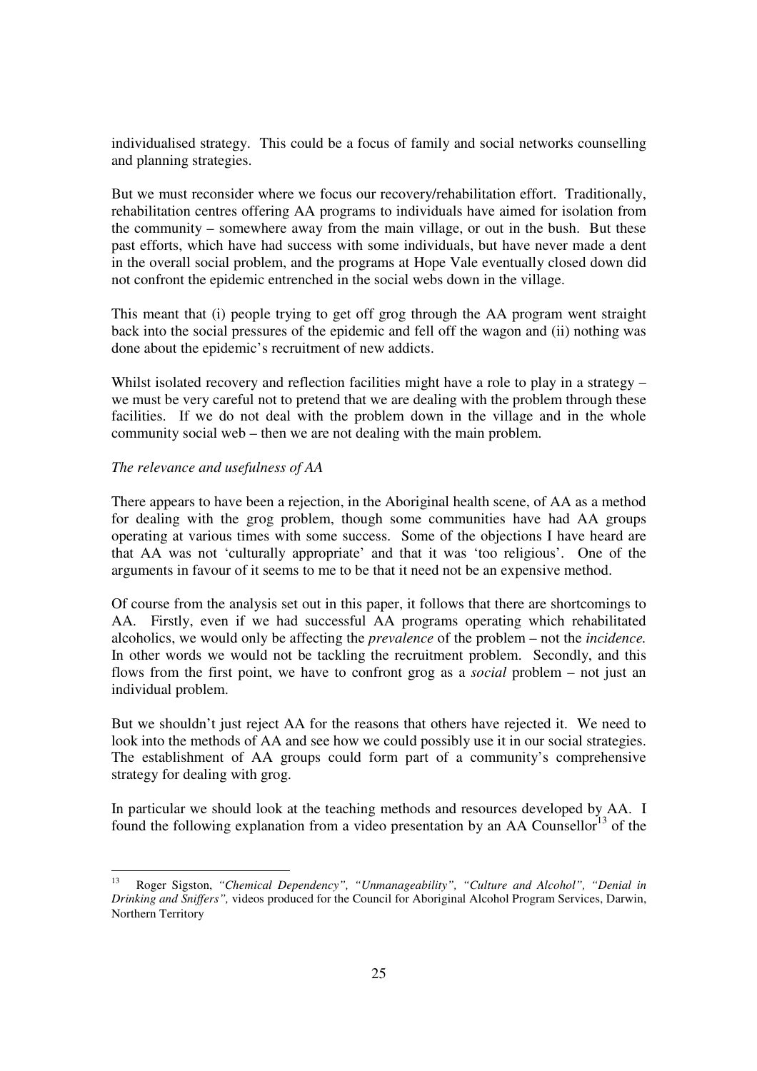individualised strategy. This could be a focus of family and social networks counselling and planning strategies.

But we must reconsider where we focus our recovery/rehabilitation effort. Traditionally, rehabilitation centres offering AA programs to individuals have aimed for isolation from the community – somewhere away from the main village, or out in the bush. But these past efforts, which have had success with some individuals, but have never made a dent in the overall social problem, and the programs at Hope Vale eventually closed down did not confront the epidemic entrenched in the social webs down in the village.

This meant that (i) people trying to get off grog through the AA program went straight back into the social pressures of the epidemic and fell off the wagon and (ii) nothing was done about the epidemic's recruitment of new addicts.

Whilst isolated recovery and reflection facilities might have a role to play in a strategy – we must be very careful not to pretend that we are dealing with the problem through these facilities. If we do not deal with the problem down in the village and in the whole community social web – then we are not dealing with the main problem.

*The relevance and usefulness of AA*

There appears to have been a rejection, in the Aboriginal health scene, of AA as a method for dealing with the grog problem, though some communities have had AA groups operating at various times with some success. Some of the objections I have heard are that AA was not 'culturally appropriate' and that it was 'too religious'. One of the arguments in favour of it seems to me to be that it need not be an expensive method.

Of course from the analysis set out in this paper, it follows that there are shortcomings to AA. Firstly, even if we had successful AA programs operating which rehabilitated alcoholics, we would only be affecting the *prevalence* of the problem – not the *incidence.* In other words we would not be tackling the recruitment problem. Secondly, and this flows from the first point, we have to confront grog as a *social* problem – not just an individual problem.

But we shouldn't just reject AA for the reasons that others have rejected it. We need to look into the methods of AA and see how we could possibly use it in our social strategies. The establishment of AA groups could form part of a community's comprehensive strategy for dealing with grog.

In particular we should look at the teaching methods and resources developed by AA. I found the following explanation from a video presentation by an AA Counsellor[13] of the

---

[13] Roger Sigston, *"Chemical Dependency", "Unmanageability", "Culture and Alcohol", "Denial in Drinking and Sniffers",* videos produced for the Council for Aboriginal Alcohol Program Services, Darwin, Northern Territory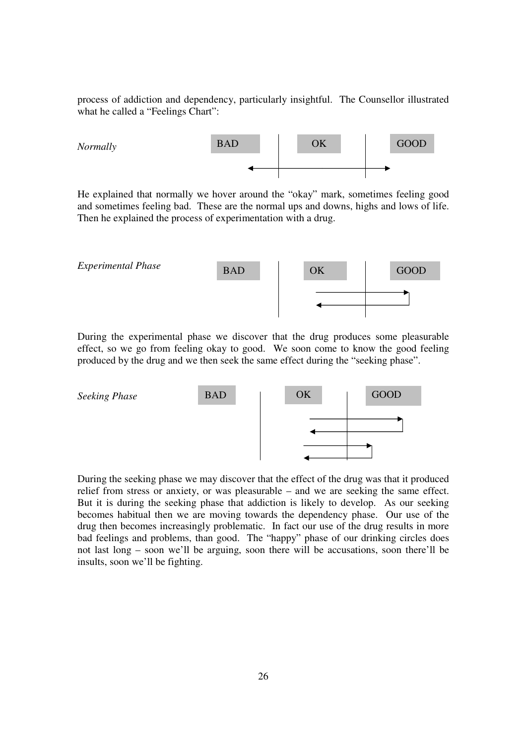process of addiction and dependency, particularly insightful. The Counsellor illustrated what he called a "Feelings Chart":

*Normally*

BAD | OK | GOOD

He explained that normally we hover around the "okay" mark, sometimes feeling good and sometimes feeling bad. These are the normal ups and downs, highs and lows of life. Then he explained the process of experimentation with a drug.

*Experimental Phase*

BAD | OK | GOOD

During the experimental phase we discover that the drug produces some pleasurable effect, so we go from feeling okay to good. We soon come to know the good feeling produced by the drug and we then seek the same effect during the "seeking phase".

*Seeking Phase*

BAD | OK | GOOD

During the seeking phase we may discover that the effect of the drug was that it produced relief from stress or anxiety, or was pleasurable – and we are seeking the same effect. But it is during the seeking phase that addiction is likely to develop. As our seeking becomes habitual then we are moving towards the dependency phase. Our use of the drug then becomes increasingly problematic. In fact our use of the drug results in more bad feelings and problems, than good. The "happy" phase of our drinking circles does not last long – soon we'll be arguing, soon there will be accusations, soon there'll be insults, soon we'll be fighting.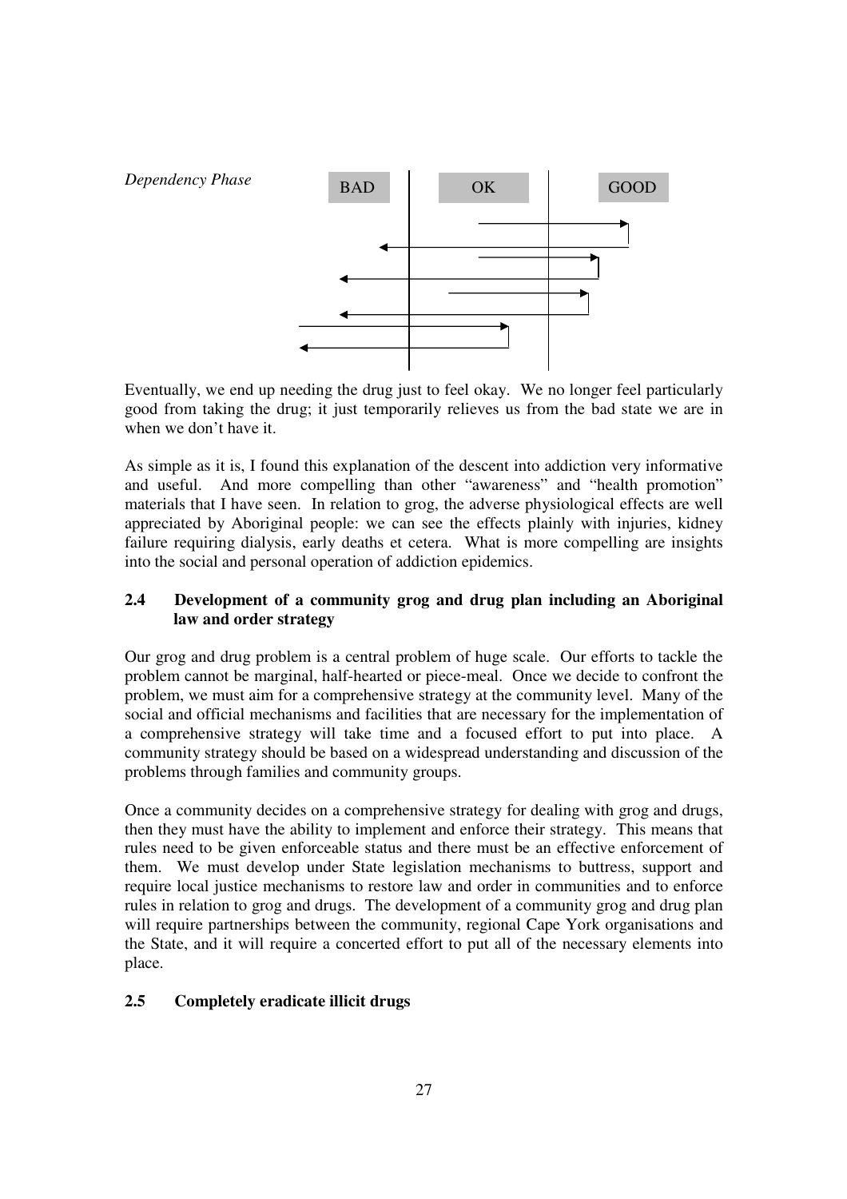*Dependency Phase*

BAD | OK | GOOD

Eventually, we end up needing the drug just to feel okay. We no longer feel particularly good from taking the drug; it just temporarily relieves us from the bad state we are in when we don't have it.

As simple as it is, I found this explanation of the descent into addiction very informative and useful. And more compelling than other "awareness" and "health promotion" materials that I have seen. In relation to grog, the adverse physiological effects are well appreciated by Aboriginal people: we can see the effects plainly with injuries, kidney failure requiring dialysis, early deaths et cetera. What is more compelling are insights into the social and personal operation of addiction epidemics.

### 2.4 Development of a community grog and drug plan including an Aboriginal law and order strategy

Our grog and drug problem is a central problem of huge scale. Our efforts to tackle the problem cannot be marginal, half-hearted or piece-meal. Once we decide to confront the problem, we must aim for a comprehensive strategy at the community level. Many of the social and official mechanisms and facilities that are necessary for the implementation of a comprehensive strategy will take time and a focused effort to put into place. A community strategy should be based on a widespread understanding and discussion of the problems through families and community groups.

Once a community decides on a comprehensive strategy for dealing with grog and drugs, then they must have the ability to implement and enforce their strategy. This means that rules need to be given enforceable status and there must be an effective enforcement of them. We must develop under State legislation mechanisms to buttress, support and require local justice mechanisms to restore law and order in communities and to enforce rules in relation to grog and drugs. The development of a community grog and drug plan will require partnerships between the community, regional Cape York organisations and the State, and it will require a concerted effort to put all of the necessary elements into place.

### 2.5 Completely eradicate illicit drugs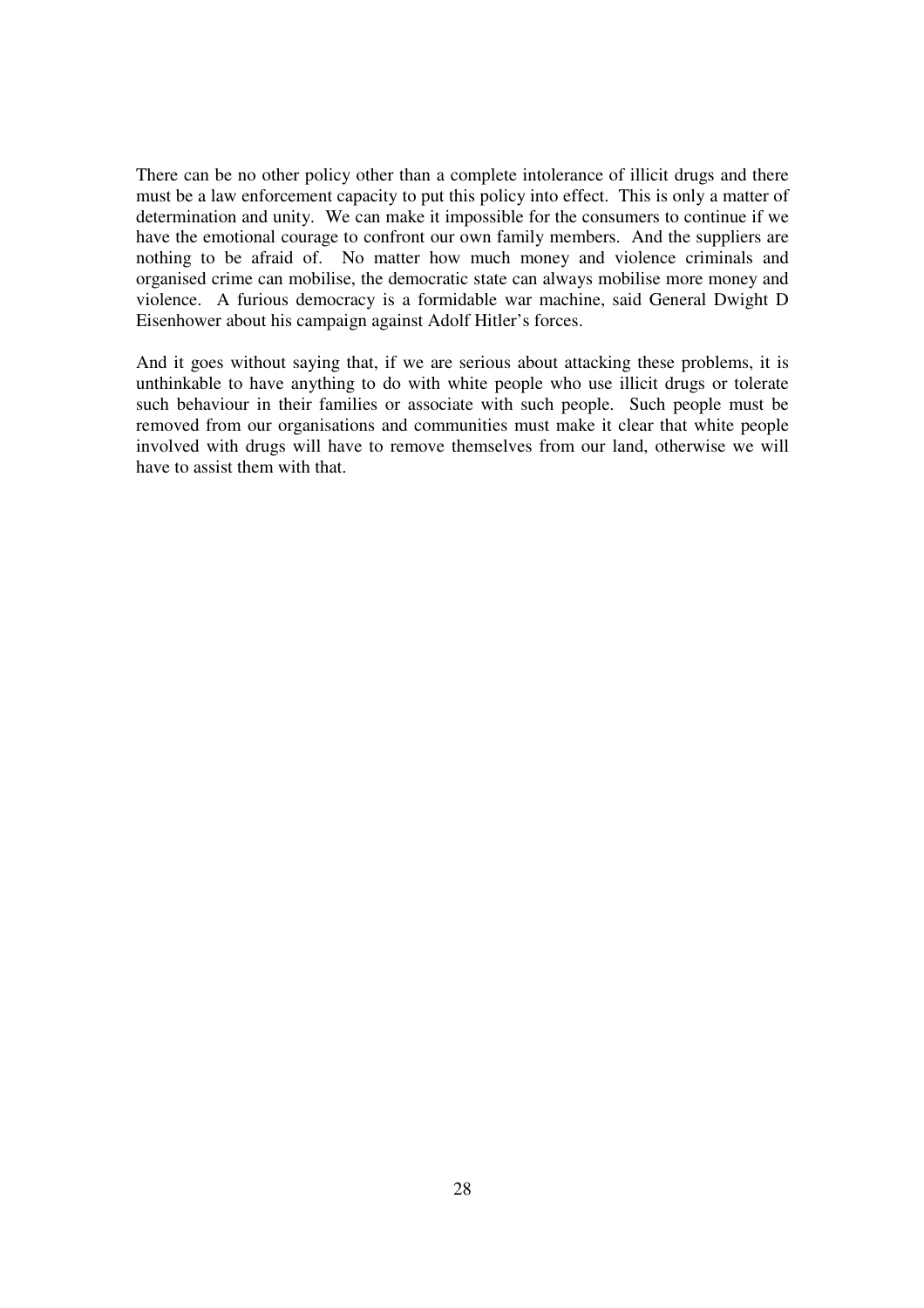There can be no other policy other than a complete intolerance of illicit drugs and there must be a law enforcement capacity to put this policy into effect. This is only a matter of determination and unity. We can make it impossible for the consumers to continue if we have the emotional courage to confront our own family members. And the suppliers are nothing to be afraid of. No matter how much money and violence criminals and organised crime can mobilise, the democratic state can always mobilise more money and violence. A furious democracy is a formidable war machine, said General Dwight D Eisenhower about his campaign against Adolf Hitler's forces.

And it goes without saying that, if we are serious about attacking these problems, it is unthinkable to have anything to do with white people who use illicit drugs or tolerate such behaviour in their families or associate with such people. Such people must be removed from our organisations and communities must make it clear that white people involved with drugs will have to remove themselves from our land, otherwise we will have to assist them with that.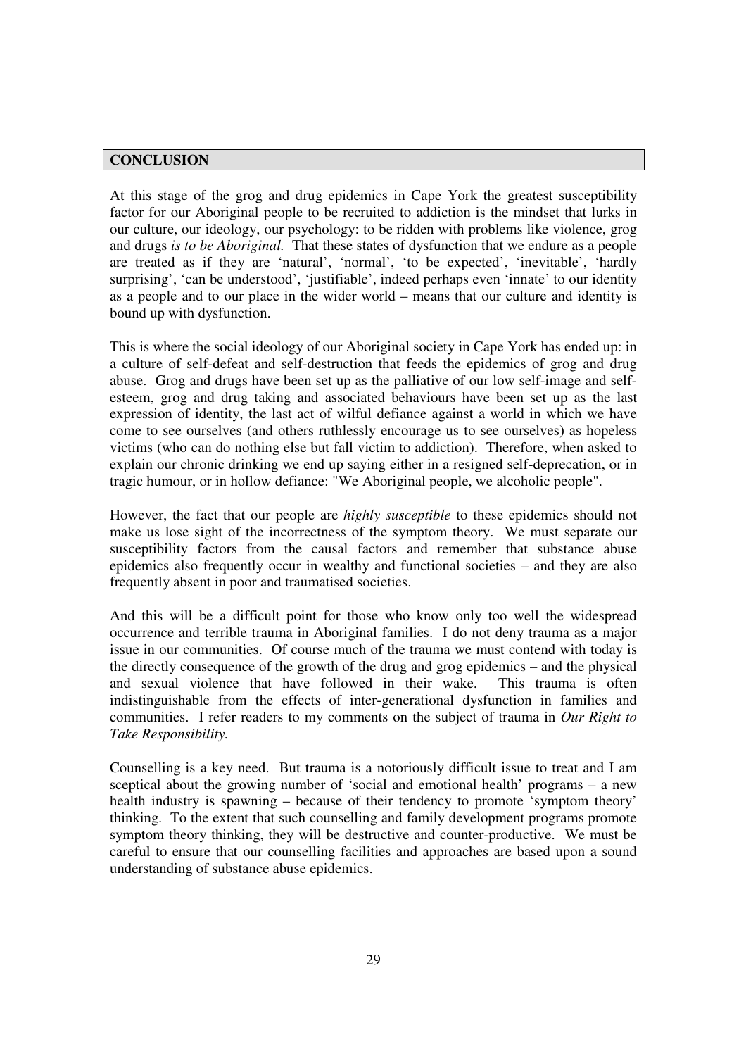## CONCLUSION

At this stage of the grog and drug epidemics in Cape York the greatest susceptibility factor for our Aboriginal people to be recruited to addiction is the mindset that lurks in our culture, our ideology, our psychology: to be ridden with problems like violence, grog and drugs *is to be Aboriginal.* That these states of dysfunction that we endure as a people are treated as if they are 'natural', 'normal', 'to be expected', 'inevitable', 'hardly surprising', 'can be understood', 'justifiable', indeed perhaps even 'innate' to our identity as a people and to our place in the wider world – means that our culture and identity is bound up with dysfunction.

This is where the social ideology of our Aboriginal society in Cape York has ended up: in a culture of self-defeat and self-destruction that feeds the epidemics of grog and drug abuse. Grog and drugs have been set up as the palliative of our low self-image and self-esteem, grog and drug taking and associated behaviours have been set up as the last expression of identity, the last act of wilful defiance against a world in which we have come to see ourselves (and others ruthlessly encourage us to see ourselves) as hopeless victims (who can do nothing else but fall victim to addiction). Therefore, when asked to explain our chronic drinking we end up saying either in a resigned self-deprecation, or in tragic humour, or in hollow defiance: "We Aboriginal people, we alcoholic people".

However, the fact that our people are *highly susceptible* to these epidemics should not make us lose sight of the incorrectness of the symptom theory. We must separate our susceptibility factors from the causal factors and remember that substance abuse epidemics also frequently occur in wealthy and functional societies – and they are also frequently absent in poor and traumatised societies.

And this will be a difficult point for those who know only too well the widespread occurrence and terrible trauma in Aboriginal families. I do not deny trauma as a major issue in our communities. Of course much of the trauma we must contend with today is the directly consequence of the growth of the drug and grog epidemics – and the physical and sexual violence that have followed in their wake. This trauma is often indistinguishable from the effects of inter-generational dysfunction in families and communities. I refer readers to my comments on the subject of trauma in *Our Right to Take Responsibility.*

Counselling is a key need. But trauma is a notoriously difficult issue to treat and I am sceptical about the growing number of 'social and emotional health' programs – a new health industry is spawning – because of their tendency to promote 'symptom theory' thinking. To the extent that such counselling and family development programs promote symptom theory thinking, they will be destructive and counter-productive. We must be careful to ensure that our counselling facilities and approaches are based upon a sound understanding of substance abuse epidemics.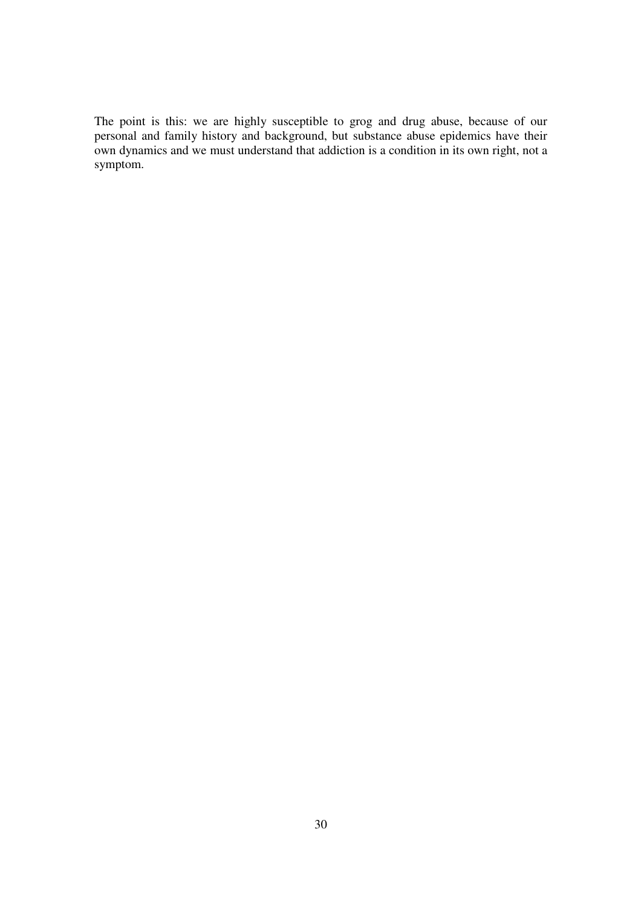The point is this: we are highly susceptible to grog and drug abuse, because of our personal and family history and background, but substance abuse epidemics have their own dynamics and we must understand that addiction is a condition in its own right, not a symptom.